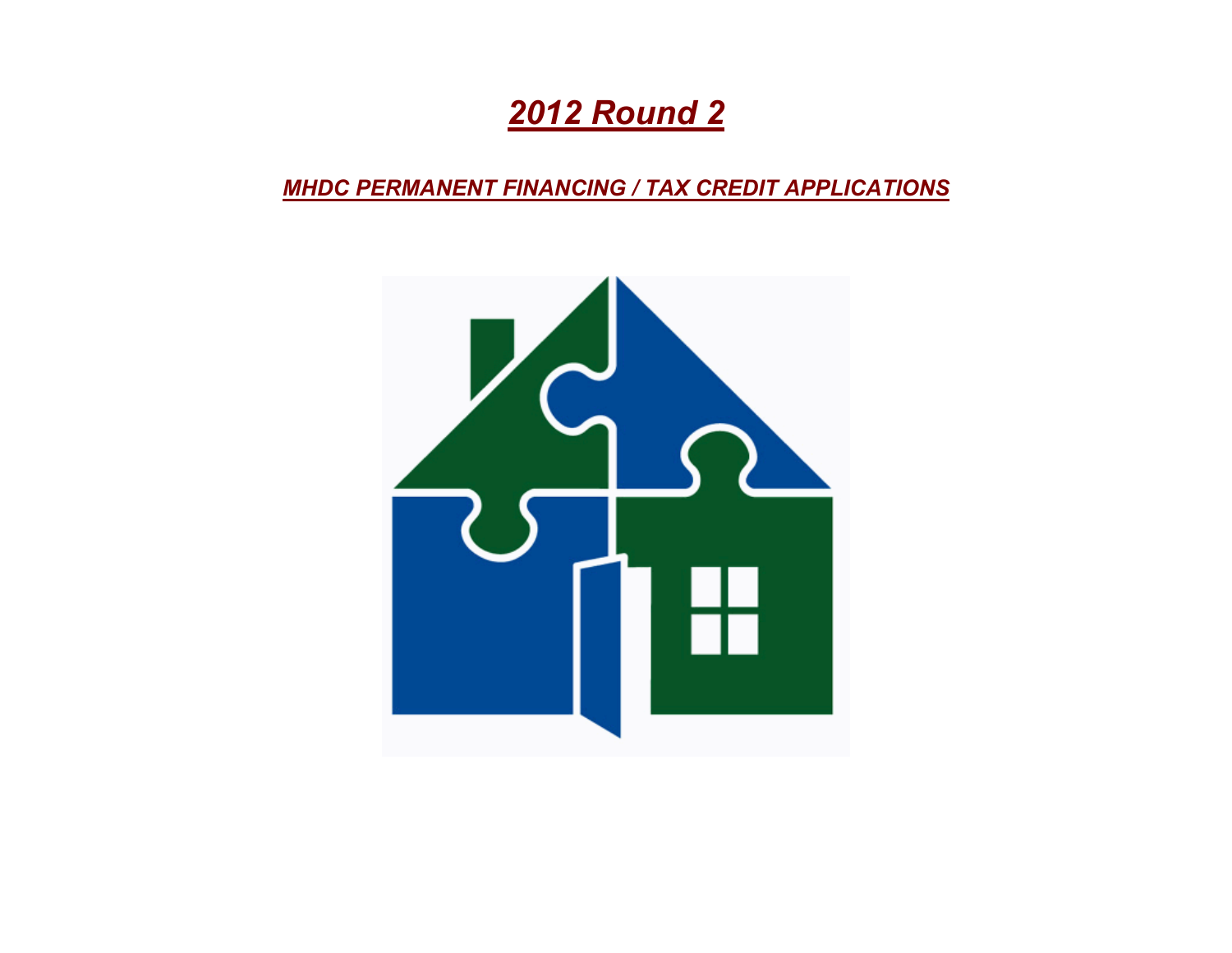# *2012 Round 2*

## *MHDC PERMANENT FINANCING / TAX CREDIT APPLICATIONS*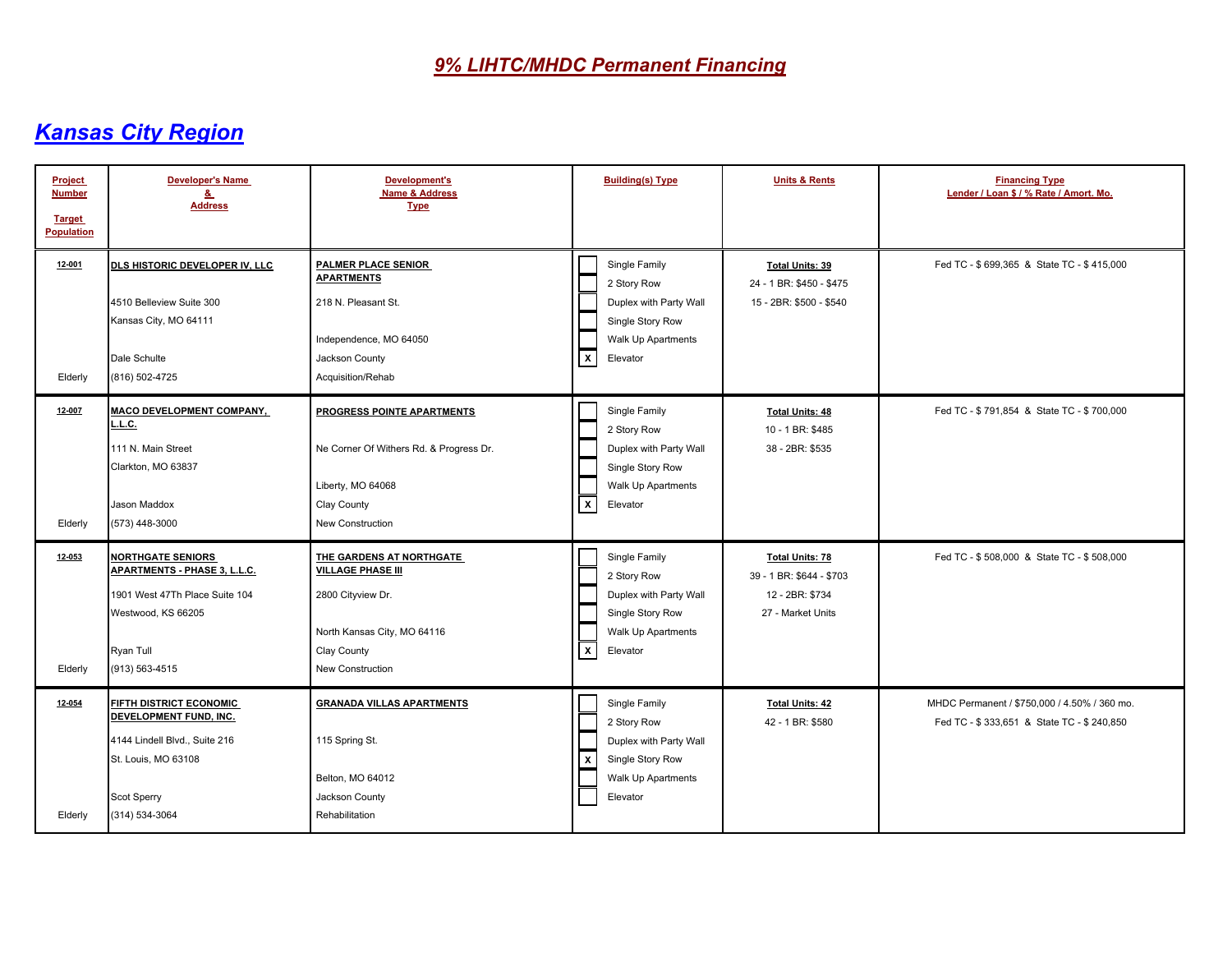# 9% LIHTC/MHDC Permanent Financing

## Kansas City Region

| Project Number / Target Population | Developer's Name & Address | Development's Name & Address Type | Building(s) Type | Units & Rents | Financing Type Lender / Loan $ / % Rate / Amort. Mo. |
|---|---|---|---|---|---|
| **12-001**<br>Elderly | **DLS HISTORIC DEVELOPER IV, LLC**<br>4510 Belleview Suite 300<br>Kansas City, MO 64111<br>Dale Schulte<br>(816) 502-4725 | **PALMER PLACE SENIOR APARTMENTS**<br>218 N. Pleasant St.<br>Independence, MO 64050<br>Jackson County<br>Acquisition/Rehab | [ ] Single Family<br>[ ] 2 Story Row<br>[ ] Duplex with Party Wall<br>[ ] Single Story Row<br>[ ] Walk Up Apartments<br>[X] Elevator | **Total Units: 39**<br>24 - 1 BR: $450 - $475<br>15 - 2BR: $500 - $540 | Fed TC - $ 699,365 & State TC - $ 415,000 |
| **12-007**<br>Elderly | **MACO DEVELOPMENT COMPANY, L.L.C.**<br>111 N. Main Street<br>Clarkton, MO 63837<br>Jason Maddox<br>(573) 448-3000 | **PROGRESS POINTE APARTMENTS**<br>Ne Corner Of Withers Rd. & Progress Dr.<br>Liberty, MO 64068<br>Clay County<br>New Construction | [ ] Single Family<br>[ ] 2 Story Row<br>[ ] Duplex with Party Wall<br>[ ] Single Story Row<br>[ ] Walk Up Apartments<br>[X] Elevator | **Total Units: 48**<br>10 - 1 BR: $485<br>38 - 2BR: $535 | Fed TC - $ 791,854 & State TC - $ 700,000 |
| **12-053**<br>Elderly | **NORTHGATE SENIORS APARTMENTS - PHASE 3, L.L.C.**<br>1901 West 47Th Place Suite 104<br>Westwood, KS 66205<br>Ryan Tull<br>(913) 563-4515 | **THE GARDENS AT NORTHGATE VILLAGE PHASE III**<br>2800 Cityview Dr.<br>North Kansas City, MO 64116<br>Clay County<br>New Construction | [ ] Single Family<br>[ ] 2 Story Row<br>[ ] Duplex with Party Wall<br>[ ] Single Story Row<br>[ ] Walk Up Apartments<br>[X] Elevator | **Total Units: 78**<br>39 - 1 BR: $644 - $703<br>12 - 2BR: $734<br>27 - Market Units | Fed TC - $ 508,000 & State TC - $ 508,000 |
| **12-054**<br>Elderly | **FIFTH DISTRICT ECONOMIC DEVELOPMENT FUND, INC.**<br>4144 Lindell Blvd., Suite 216<br>St. Louis, MO 63108<br>Scot Sperry<br>(314) 534-3064 | **GRANADA VILLAS APARTMENTS**<br>115 Spring St.<br>Belton, MO 64012<br>Jackson County<br>Rehabilitation | [ ] Single Family<br>[ ] 2 Story Row<br>[ ] Duplex with Party Wall<br>[X] Single Story Row<br>[ ] Walk Up Apartments<br>[ ] Elevator | **Total Units: 42**<br>42 - 1 BR: $580 | MHDC Permanent / $750,000 / 4.50% / 360 mo.<br>Fed TC - $ 333,651 & State TC - $ 240,850 |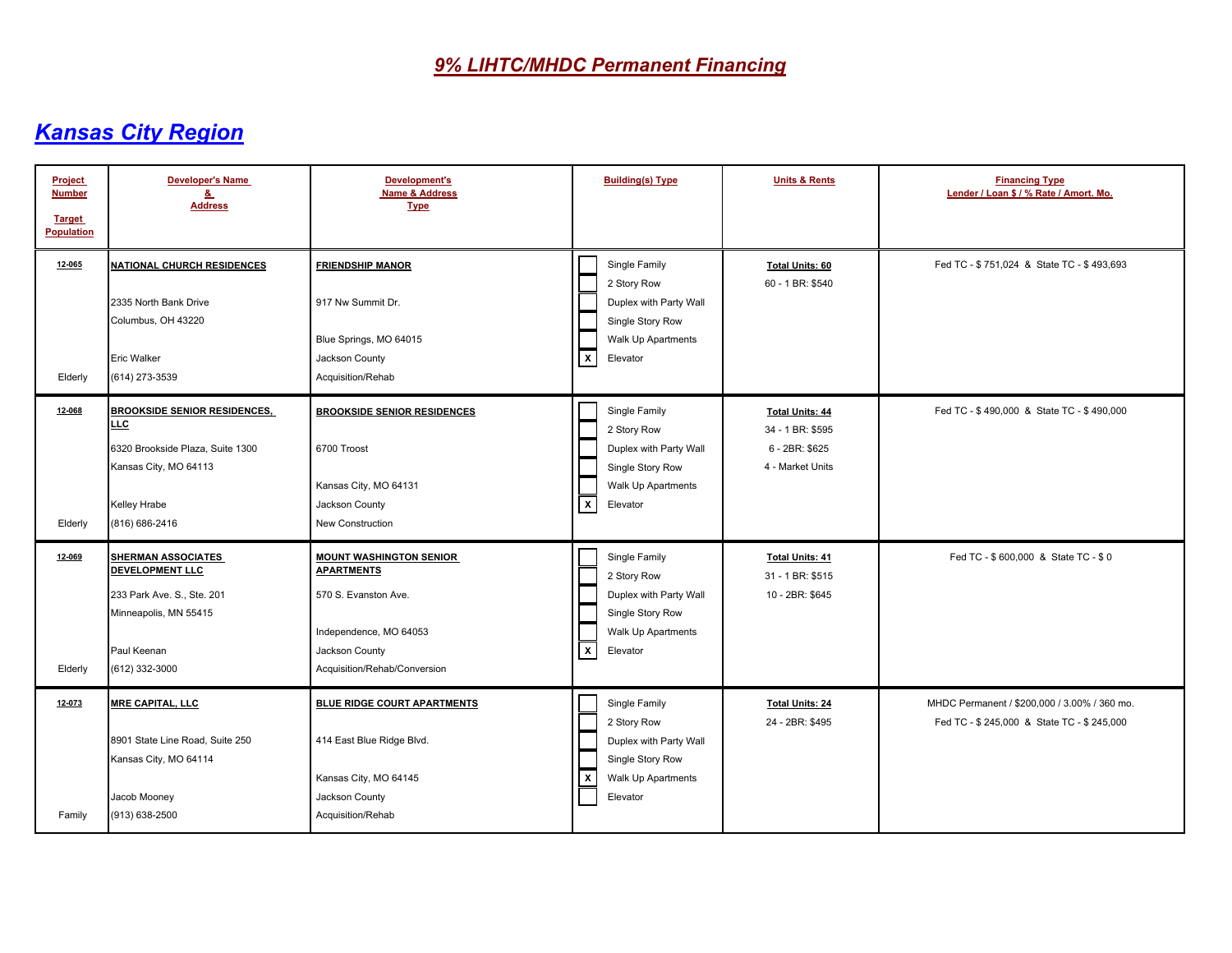# *9% LIHTC/MHDC Permanent Financing*

## *Kansas City Region*

| Project Number<br><br>Target Population | Developer's Name & Address | Development's Name & Address Type | Building(s) Type | Units & Rents | Financing Type<br>Lender / Loan $ / % Rate / Amort. Mo. |
|---|---|---|---|---|---|
| **12-065**<br><br>Elderly | **NATIONAL CHURCH RESIDENCES**<br><br>2335 North Bank Drive<br>Columbus, OH 43220<br><br>Eric Walker<br>(614) 273-3539 | **FRIENDSHIP MANOR**<br><br>917 Nw Summit Dr.<br><br>Blue Springs, MO 64015<br>Jackson County<br>Acquisition/Rehab | [ ] Single Family<br>[ ] 2 Story Row<br>[ ] Duplex with Party Wall<br>[ ] Single Story Row<br>[ ] Walk Up Apartments<br>[X] Elevator | **Total Units: 60**<br>60 - 1 BR: $540 | Fed TC - $ 751,024 & State TC - $ 493,693 |
| **12-068**<br><br>Elderly | **BROOKSIDE SENIOR RESIDENCES, LLC**<br><br>6320 Brookside Plaza, Suite 1300<br>Kansas City, MO 64113<br><br>Kelley Hrabe<br>(816) 686-2416 | **BROOKSIDE SENIOR RESIDENCES**<br><br>6700 Troost<br><br>Kansas City, MO 64131<br>Jackson County<br>New Construction | [ ] Single Family<br>[ ] 2 Story Row<br>[ ] Duplex with Party Wall<br>[ ] Single Story Row<br>[ ] Walk Up Apartments<br>[X] Elevator | **Total Units: 44**<br>34 - 1 BR: $595<br>6 - 2BR: $625<br>4 - Market Units | Fed TC - $ 490,000 & State TC - $ 490,000 |
| **12-069**<br><br>Elderly | **SHERMAN ASSOCIATES DEVELOPMENT LLC**<br><br>233 Park Ave. S., Ste. 201<br>Minneapolis, MN 55415<br><br>Paul Keenan<br>(612) 332-3000 | **MOUNT WASHINGTON SENIOR APARTMENTS**<br><br>570 S. Evanston Ave.<br><br>Independence, MO 64053<br>Jackson County<br>Acquisition/Rehab/Conversion | [ ] Single Family<br>[ ] 2 Story Row<br>[ ] Duplex with Party Wall<br>[ ] Single Story Row<br>[ ] Walk Up Apartments<br>[X] Elevator | **Total Units: 41**<br>31 - 1 BR: $515<br>10 - 2BR: $645 | Fed TC - $ 600,000 & State TC - $ 0 |
| **12-073**<br><br>Family | **MRE CAPITAL, LLC**<br><br>8901 State Line Road, Suite 250<br>Kansas City, MO 64114<br><br>Jacob Mooney<br>(913) 638-2500 | **BLUE RIDGE COURT APARTMENTS**<br><br>414 East Blue Ridge Blvd.<br><br>Kansas City, MO 64145<br>Jackson County<br>Acquisition/Rehab | [ ] Single Family<br>[ ] 2 Story Row<br>[ ] Duplex with Party Wall<br>[ ] Single Story Row<br>[X] Walk Up Apartments<br>[ ] Elevator | **Total Units: 24**<br>24 - 2BR: $495 | MHDC Permanent / $200,000 / 3.00% / 360 mo.<br>Fed TC - $ 245,000 & State TC - $ 245,000 |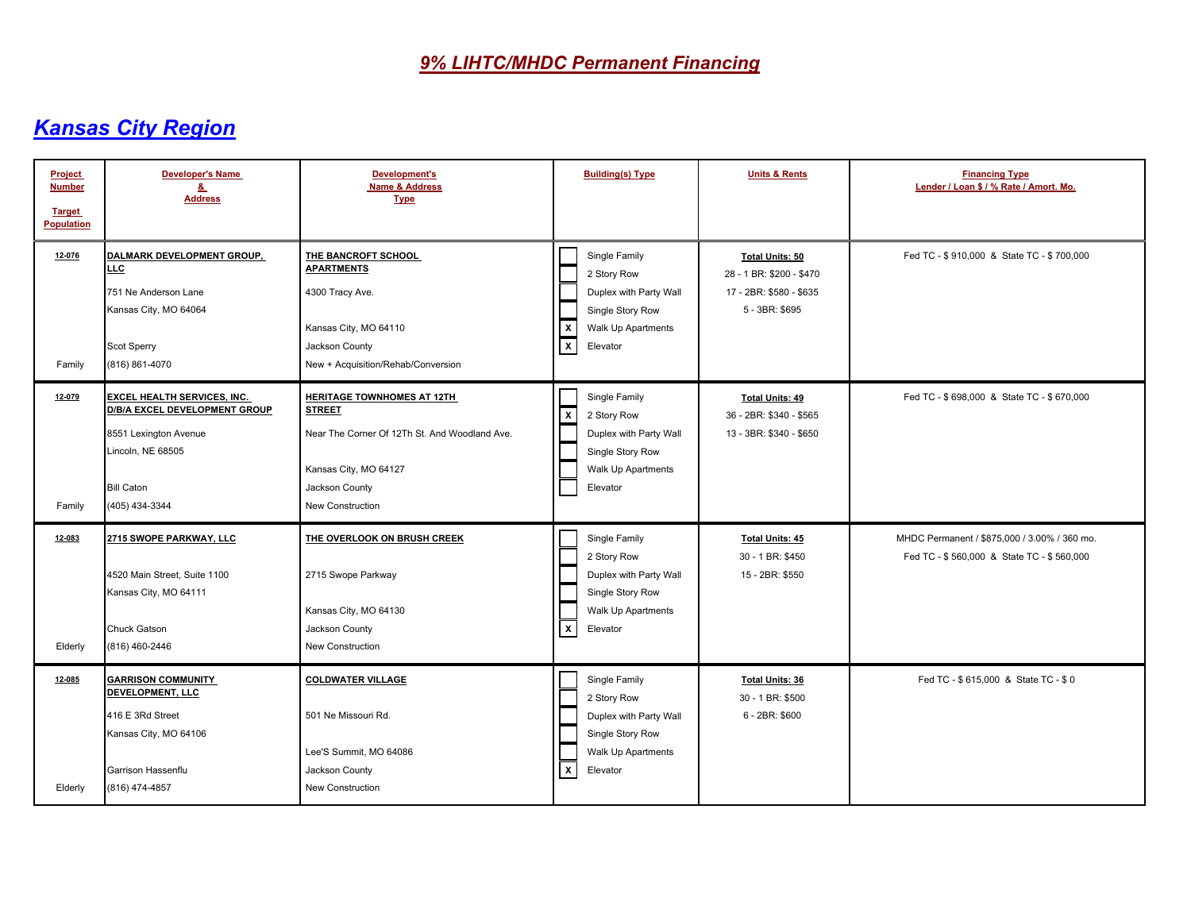# *9% LIHTC/MHDC Permanent Financing*

## *Kansas City Region*

| Project Number<br><br>Target Population | Developer's Name & Address | Development's Name & Address Type | Building(s) Type | Units & Rents | Financing Type Lender / Loan $ / % Rate / Amort. Mo. |
|---|---|---|---|---|---|
| **12-076**<br><br>Family | **DALMARK DEVELOPMENT GROUP, LLC**<br>751 Ne Anderson Lane<br>Kansas City, MO 64064<br><br>Scot Sperry<br>(816) 861-4070 | **THE BANCROFT SCHOOL APARTMENTS**<br>4300 Tracy Ave.<br><br>Kansas City, MO 64110<br>Jackson County<br>New + Acquisition/Rehab/Conversion | [ ] Single Family<br>[ ] 2 Story Row<br>[ ] Duplex with Party Wall<br>[ ] Single Story Row<br>[X] Walk Up Apartments<br>[X] Elevator | **Total Units: 50**<br>28 - 1 BR: $200 - $470<br>17 - 2BR: $580 - $635<br>5 - 3BR: $695 | Fed TC - $ 910,000 & State TC - $ 700,000 |
| **12-079**<br><br>Family | **EXCEL HEALTH SERVICES, INC. D/B/A EXCEL DEVELOPMENT GROUP**<br>8551 Lexington Avenue<br>Lincoln, NE 68505<br><br>Bill Caton<br>(405) 434-3344 | **HERITAGE TOWNHOMES AT 12TH STREET**<br>Near The Corner Of 12Th St. And Woodland Ave.<br><br>Kansas City, MO 64127<br>Jackson County<br>New Construction | [ ] Single Family<br>[X] 2 Story Row<br>[ ] Duplex with Party Wall<br>[ ] Single Story Row<br>[ ] Walk Up Apartments<br>[ ] Elevator | **Total Units: 49**<br>36 - 2BR: $340 - $565<br>13 - 3BR: $340 - $650 | Fed TC - $ 698,000 & State TC - $ 670,000 |
| **12-083**<br><br>Elderly | **2715 SWOPE PARKWAY, LLC**<br><br>4520 Main Street, Suite 1100<br>Kansas City, MO 64111<br><br>Chuck Gatson<br>(816) 460-2446 | **THE OVERLOOK ON BRUSH CREEK**<br><br>2715 Swope Parkway<br><br>Kansas City, MO 64130<br>Jackson County<br>New Construction | [ ] Single Family<br>[ ] 2 Story Row<br>[ ] Duplex with Party Wall<br>[ ] Single Story Row<br>[ ] Walk Up Apartments<br>[X] Elevator | **Total Units: 45**<br>30 - 1 BR: $450<br>15 - 2BR: $550 | MHDC Permanent / $875,000 / 3.00% / 360 mo.<br>Fed TC - $ 560,000 & State TC - $ 560,000 |
| **12-085**<br><br>Elderly | **GARRISON COMMUNITY DEVELOPMENT, LLC**<br>416 E 3Rd Street<br>Kansas City, MO 64106<br><br>Garrison Hassenflu<br>(816) 474-4857 | **COLDWATER VILLAGE**<br><br>501 Ne Missouri Rd.<br><br>Lee'S Summit, MO 64086<br>Jackson County<br>New Construction | [ ] Single Family<br>[ ] 2 Story Row<br>[ ] Duplex with Party Wall<br>[ ] Single Story Row<br>[ ] Walk Up Apartments<br>[X] Elevator | **Total Units: 36**<br>30 - 1 BR: $500<br>6 - 2BR: $600 | Fed TC - $ 615,000 & State TC - $ 0 |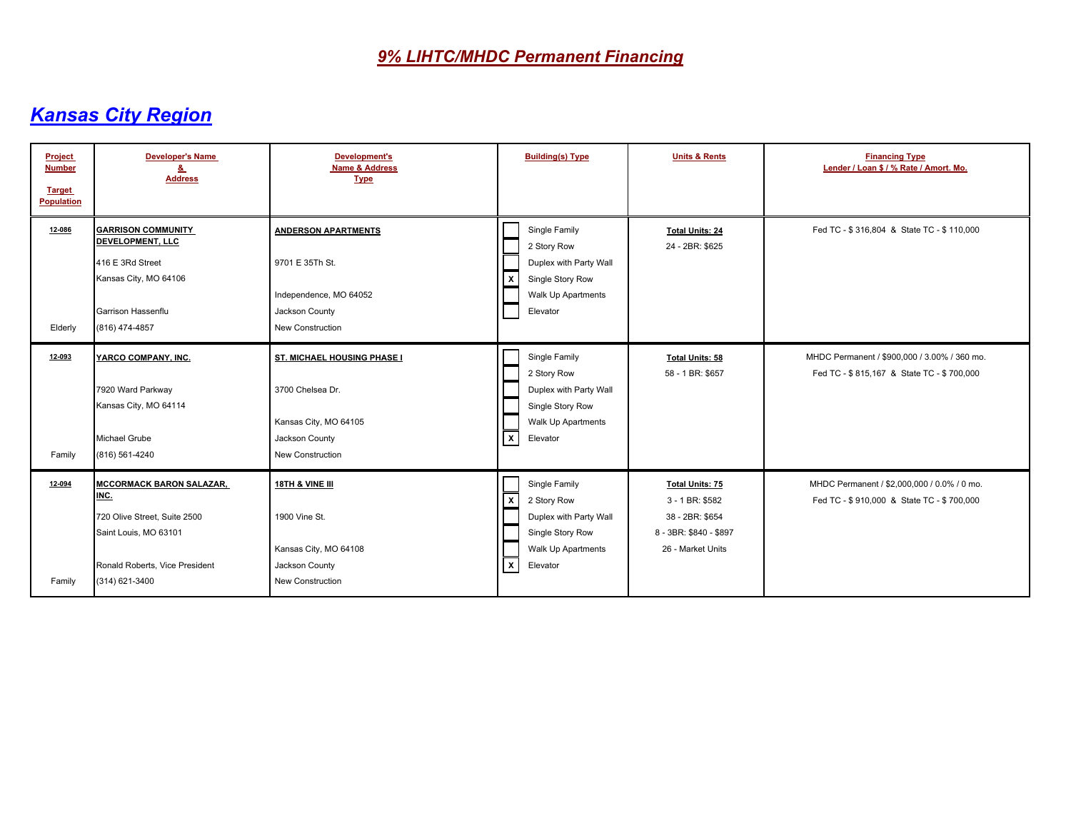# 9% LIHTC/MHDC Permanent Financing

## Kansas City Region

| Project Number<br><br>Target Population | Developer's Name & Address | Development's Name & Address Type | Building(s) Type | Units & Rents | Financing Type<br>Lender / Loan $ / % Rate / Amort. Mo. |
|---|---|---|---|---|---|
| **12-086**<br><br>Elderly | **GARRISON COMMUNITY DEVELOPMENT, LLC**<br>416 E 3Rd Street<br>Kansas City, MO 64106<br>Garrison Hassenflu<br>(816) 474-4857 | **ANDERSON APARTMENTS**<br>9701 E 35Th St.<br>Independence, MO 64052<br>Jackson County<br>New Construction | [ ] Single Family<br>[ ] 2 Story Row<br>[ ] Duplex with Party Wall<br>[X] Single Story Row<br>[ ] Walk Up Apartments<br>[ ] Elevator | **Total Units: 24**<br>24 - 2BR: $625 | Fed TC - $ 316,804 & State TC - $ 110,000 |
| **12-093**<br><br>Family | **YARCO COMPANY, INC.**<br>7920 Ward Parkway<br>Kansas City, MO 64114<br>Michael Grube<br>(816) 561-4240 | **ST. MICHAEL HOUSING PHASE I**<br>3700 Chelsea Dr.<br>Kansas City, MO 64105<br>Jackson County<br>New Construction | [ ] Single Family<br>[ ] 2 Story Row<br>[ ] Duplex with Party Wall<br>[ ] Single Story Row<br>[ ] Walk Up Apartments<br>[X] Elevator | **Total Units: 58**<br>58 - 1 BR: $657 | MHDC Permanent / $900,000 / 3.00% / 360 mo.<br>Fed TC - $ 815,167 & State TC - $ 700,000 |
| **12-094**<br><br>Family | **MCCORMACK BARON SALAZAR, INC.**<br>720 Olive Street, Suite 2500<br>Saint Louis, MO 63101<br>Ronald Roberts, Vice President<br>(314) 621-3400 | **18TH & VINE III**<br>1900 Vine St.<br>Kansas City, MO 64108<br>Jackson County<br>New Construction | [ ] Single Family<br>[X] 2 Story Row<br>[ ] Duplex with Party Wall<br>[ ] Single Story Row<br>[ ] Walk Up Apartments<br>[X] Elevator | **Total Units: 75**<br>3 - 1 BR: $582<br>38 - 2BR: $654<br>8 - 3BR: $840 - $897<br>26 - Market Units | MHDC Permanent / $2,000,000 / 0.0% / 0 mo.<br>Fed TC - $ 910,000 & State TC - $ 700,000 |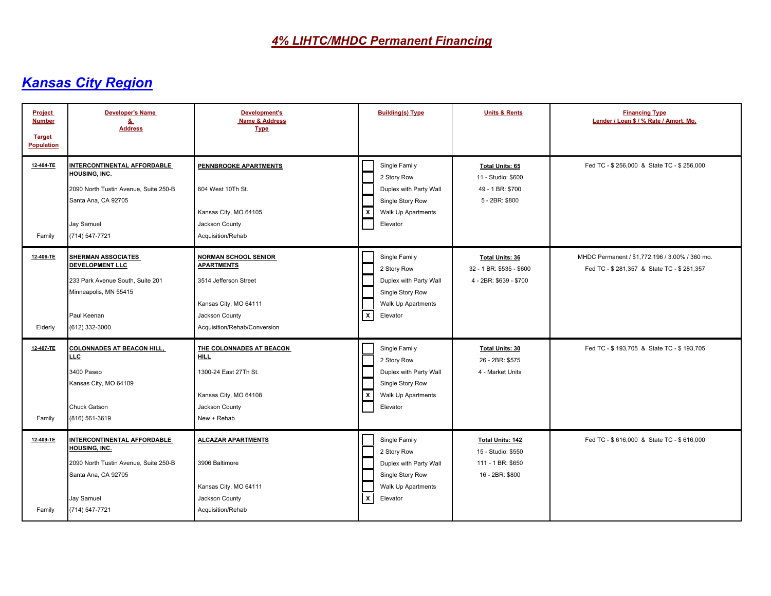# 4% LIHTC/MHDC Permanent Financing

## Kansas City Region

| Project Number / Target Population | Developer's Name & Address | Development's Name & Address Type | Building(s) Type | Units & Rents | Financing Type Lender / Loan $ / % Rate / Amort. Mo. |
|---|---|---|---|---|---|
| 12-404-TE<br><br>Family | **INTERCONTINENTAL AFFORDABLE HOUSING, INC.**<br>2090 North Tustin Avenue, Suite 250-B<br>Santa Ana, CA 92705<br>Jay Samuel<br>(714) 547-7721 | **PENNBROOKE APARTMENTS**<br>604 West 10Th St.<br>Kansas City, MO 64105<br>Jackson County<br>Acquisition/Rehab | [ ] Single Family<br>[ ] 2 Story Row<br>[ ] Duplex with Party Wall<br>[ ] Single Story Row<br>[X] Walk Up Apartments<br>[ ] Elevator | **Total Units: 65**<br>11 - Studio: $600<br>49 - 1 BR: $700<br>5 - 2BR: $800 | Fed TC - $ 256,000 & State TC - $ 256,000 |
| 12-406-TE<br><br>Elderly | **SHERMAN ASSOCIATES DEVELOPMENT LLC**<br>233 Park Avenue South, Suite 201<br>Minneapolis, MN 55415<br>Paul Keenan<br>(612) 332-3000 | **NORMAN SCHOOL SENIOR APARTMENTS**<br>3514 Jefferson Street<br>Kansas City, MO 64111<br>Jackson County<br>Acquisition/Rehab/Conversion | [ ] Single Family<br>[ ] 2 Story Row<br>[ ] Duplex with Party Wall<br>[ ] Single Story Row<br>[ ] Walk Up Apartments<br>[X] Elevator | **Total Units: 36**<br>32 - 1 BR: $535 - $600<br>4 - 2BR: $639 - $700 | MHDC Permanent / $1,772,196 / 3.00% / 360 mo.<br>Fed TC - $ 281,357 & State TC - $ 281,357 |
| 12-407-TE<br><br>Family | **COLONNADES AT BEACON HILL, LLC**<br>3400 Paseo<br>Kansas City, MO 64109<br>Chuck Gatson<br>(816) 561-3619 | **THE COLONNADES AT BEACON HILL**<br>1300-24 East 27Th St.<br>Kansas City, MO 64108<br>Jackson County<br>New + Rehab | [ ] Single Family<br>[ ] 2 Story Row<br>[ ] Duplex with Party Wall<br>[ ] Single Story Row<br>[X] Walk Up Apartments<br>[ ] Elevator | **Total Units: 30**<br>26 - 2BR: $575<br>4 - Market Units | Fed TC - $ 193,705 & State TC - $ 193,705 |
| 12-409-TE<br><br>Family | **INTERCONTINENTAL AFFORDABLE HOUSING, INC.**<br>2090 North Tustin Avenue, Suite 250-B<br>Santa Ana, CA 92705<br>Jay Samuel<br>(714) 547-7721 | **ALCAZAR APARTMENTS**<br>3906 Baltimore<br>Kansas City, MO 64111<br>Jackson County<br>Acquisition/Rehab | [ ] Single Family<br>[ ] 2 Story Row<br>[ ] Duplex with Party Wall<br>[ ] Single Story Row<br>[ ] Walk Up Apartments<br>[X] Elevator | **Total Units: 142**<br>15 - Studio: $550<br>111 - 1 BR: $650<br>16 - 2BR: $800 | Fed TC - $ 616,000 & State TC - $ 616,000 |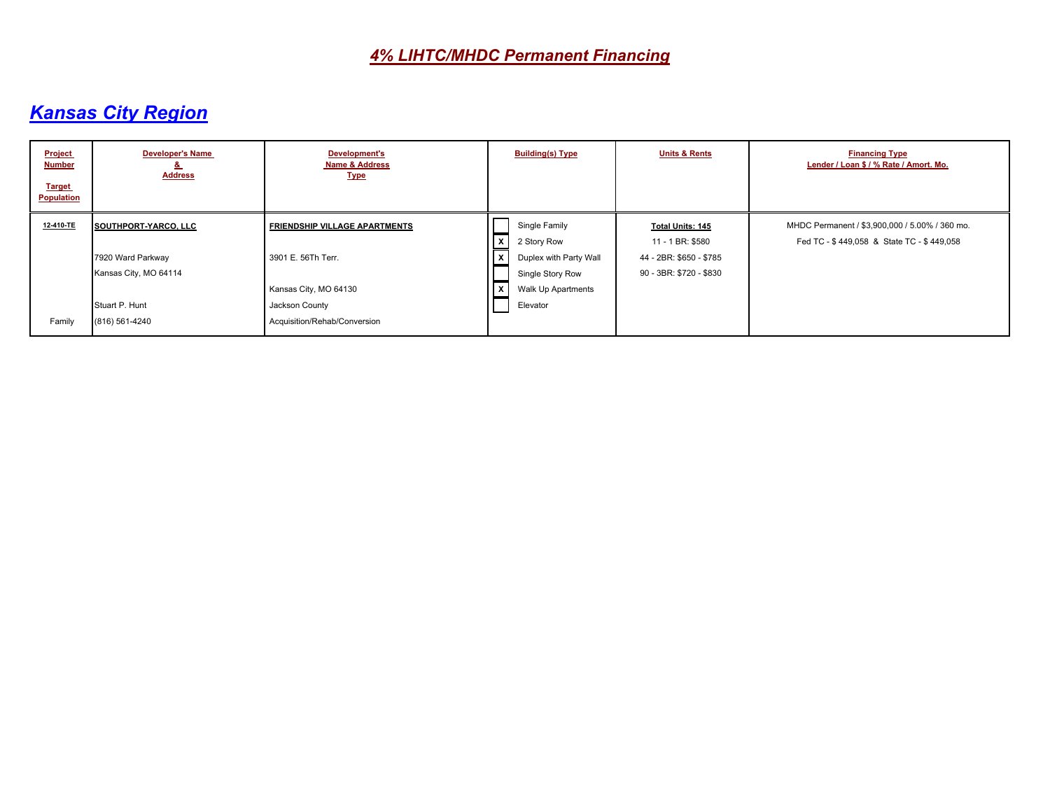# 4% LIHTC/MHDC Permanent Financing

## Kansas City Region

| Project Number<br><br>Target Population | Developer's Name & Address | Development's Name & Address Type | Building(s) Type | Units & Rents | Financing Type<br>Lender / Loan $ / % Rate / Amort. Mo. |
|---|---|---|---|---|---|
| **12-410-TE**<br><br>Family | **SOUTHPORT-YARCO, LLC**<br><br>7920 Ward Parkway<br>Kansas City, MO 64114<br><br>Stuart P. Hunt<br>(816) 561-4240 | **FRIENDSHIP VILLAGE APARTMENTS**<br><br>3901 E. 56Th Terr.<br><br>Kansas City, MO 64130<br>Jackson County<br>Acquisition/Rehab/Conversion | [ ] Single Family<br>[X] 2 Story Row<br>[X] Duplex with Party Wall<br>[ ] Single Story Row<br>[X] Walk Up Apartments<br>[ ] Elevator | **Total Units: 145**<br>11 - 1 BR: $580<br>44 - 2BR: $650 - $785<br>90 - 3BR: $720 - $830 | MHDC Permanent / $3,900,000 / 5.00% / 360 mo.<br>Fed TC - $ 449,058 & State TC - $ 449,058 |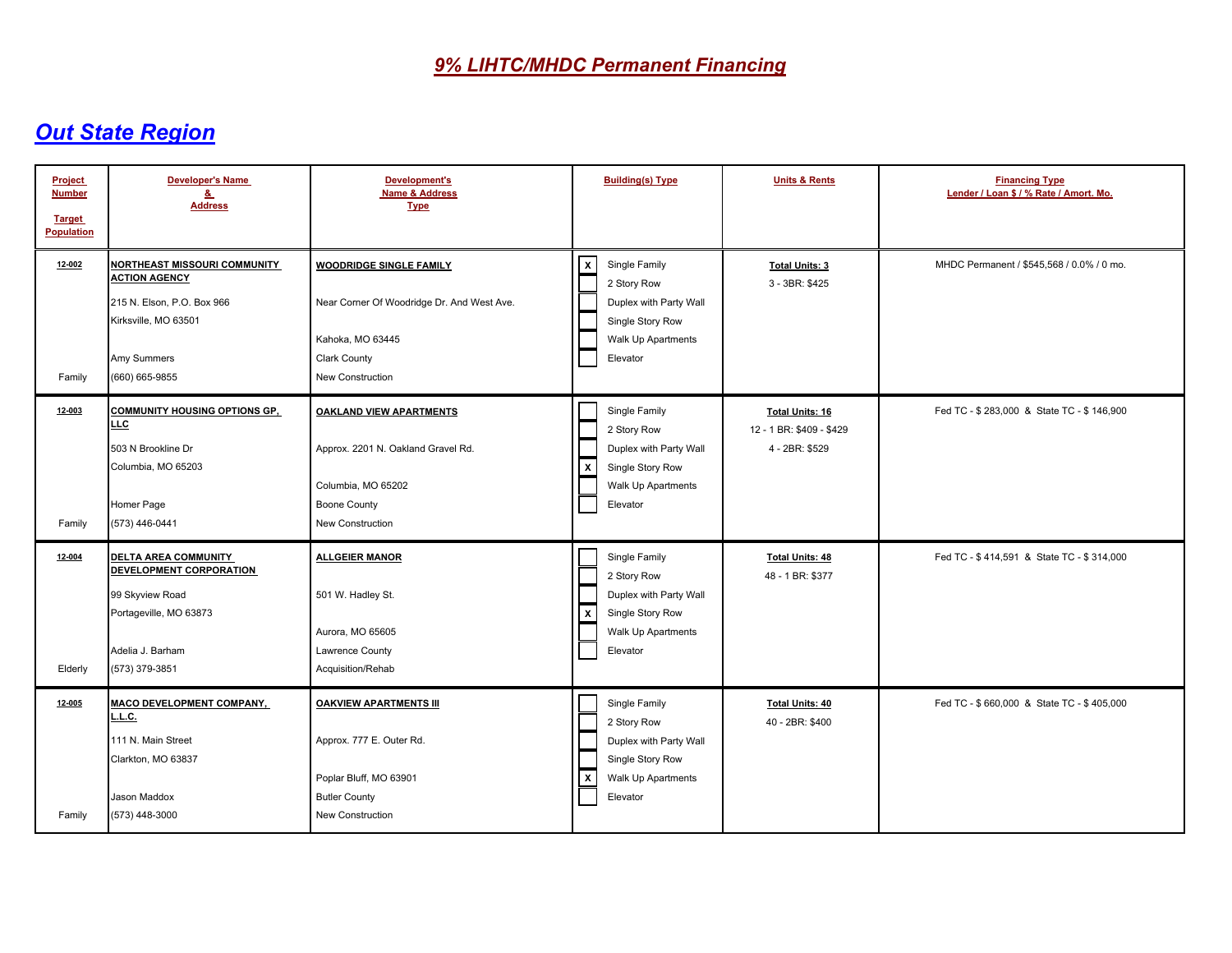# *9% LIHTC/MHDC Permanent Financing*

## *Out State Region*

| Project Number<br><br>Target Population | Developer's Name & Address | Development's Name & Address Type | Building(s) Type | Units & Rents | Financing Type<br>Lender / Loan $ / % Rate / Amort. Mo. |
|---|---|---|---|---|---|
| **12-002**<br><br>Family | **NORTHEAST MISSOURI COMMUNITY ACTION AGENCY**<br>215 N. Elson, P.O. Box 966<br>Kirksville, MO 63501<br><br>Amy Summers<br>(660) 665-9855 | **WOODRIDGE SINGLE FAMILY**<br><br>Near Corner Of Woodridge Dr. And West Ave.<br><br>Kahoka, MO 63445<br>Clark County<br>New Construction | [X] Single Family<br>[ ] 2 Story Row<br>[ ] Duplex with Party Wall<br>[ ] Single Story Row<br>[ ] Walk Up Apartments<br>[ ] Elevator | **Total Units: 3**<br>3 - 3BR: $425 | MHDC Permanent / $545,568 / 0.0% / 0 mo. |
| **12-003**<br><br>Family | **COMMUNITY HOUSING OPTIONS GP, LLC**<br>503 N Brookline Dr<br>Columbia, MO 65203<br><br>Homer Page<br>(573) 446-0441 | **OAKLAND VIEW APARTMENTS**<br><br>Approx. 2201 N. Oakland Gravel Rd.<br><br>Columbia, MO 65202<br>Boone County<br>New Construction | [ ] Single Family<br>[ ] 2 Story Row<br>[ ] Duplex with Party Wall<br>[X] Single Story Row<br>[ ] Walk Up Apartments<br>[ ] Elevator | **Total Units: 16**<br>12 - 1 BR: $409 - $429<br>4 - 2BR: $529 | Fed TC - $ 283,000 & State TC - $ 146,900 |
| **12-004**<br><br>Elderly | **DELTA AREA COMMUNITY DEVELOPMENT CORPORATION**<br>99 Skyview Road<br>Portageville, MO 63873<br><br>Adelia J. Barham<br>(573) 379-3851 | **ALLGEIER MANOR**<br><br>501 W. Hadley St.<br><br>Aurora, MO 65605<br>Lawrence County<br>Acquisition/Rehab | [ ] Single Family<br>[ ] 2 Story Row<br>[ ] Duplex with Party Wall<br>[X] Single Story Row<br>[ ] Walk Up Apartments<br>[ ] Elevator | **Total Units: 48**<br>48 - 1 BR: $377 | Fed TC - $ 414,591 & State TC - $ 314,000 |
| **12-005**<br><br>Family | **MACO DEVELOPMENT COMPANY, L.L.C.**<br>111 N. Main Street<br>Clarkton, MO 63837<br><br>Jason Maddox<br>(573) 448-3000 | **OAKVIEW APARTMENTS III**<br><br>Approx. 777 E. Outer Rd.<br><br>Poplar Bluff, MO 63901<br>Butler County<br>New Construction | [ ] Single Family<br>[ ] 2 Story Row<br>[ ] Duplex with Party Wall<br>[ ] Single Story Row<br>[X] Walk Up Apartments<br>[ ] Elevator | **Total Units: 40**<br>40 - 2BR: $400 | Fed TC - $ 660,000 & State TC - $ 405,000 |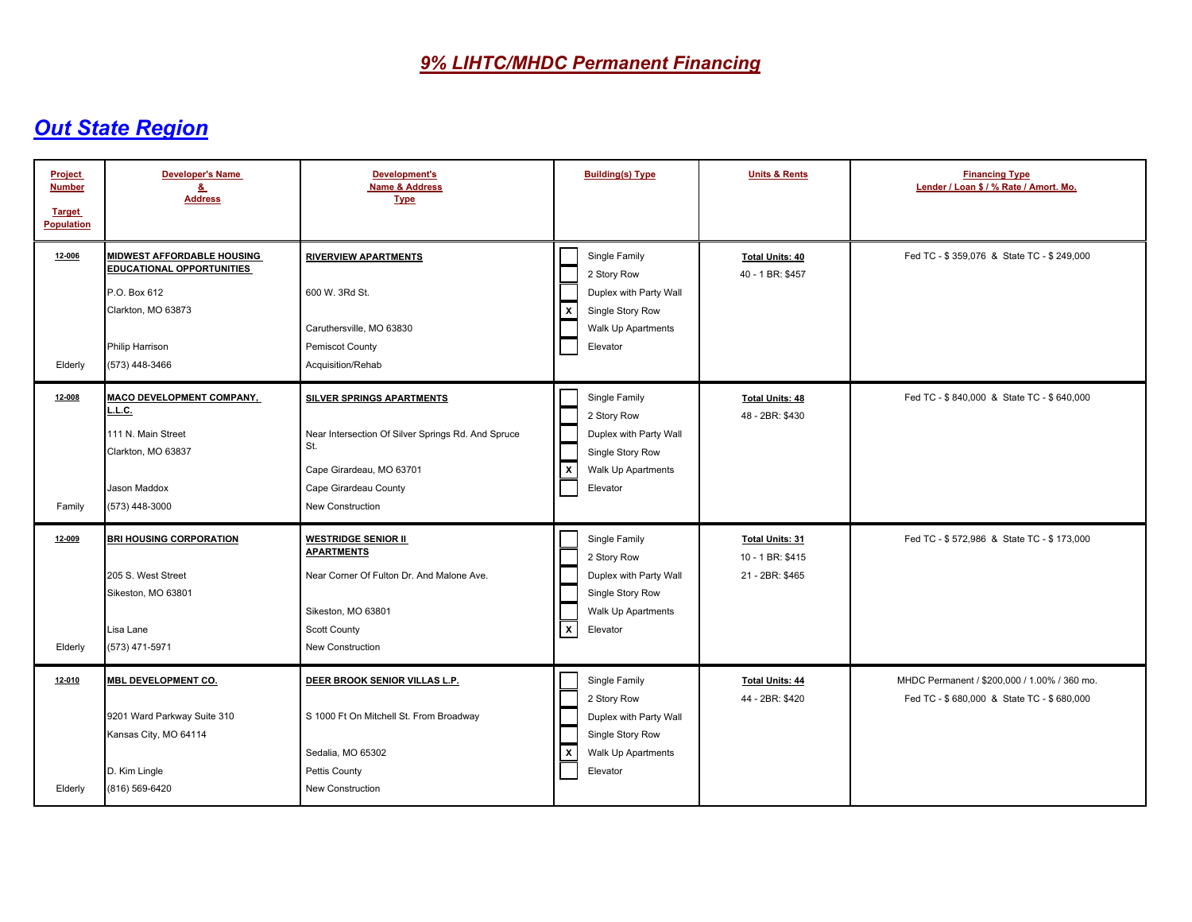# 9% LIHTC/MHDC Permanent Financing

## Out State Region

| Project Number / Target Population | Developer's Name & Address | Development's Name & Address Type | Building(s) Type | Units & Rents | Financing Type Lender / Loan $ / % Rate / Amort. Mo. |
|---|---|---|---|---|---|
| **12-006**<br><br>Elderly | **MIDWEST AFFORDABLE HOUSING EDUCATIONAL OPPORTUNITIES**<br>P.O. Box 612<br>Clarkton, MO 63873<br>Philip Harrison<br>(573) 448-3466 | **RIVERVIEW APARTMENTS**<br>600 W. 3Rd St.<br>Caruthersville, MO 63830<br>Pemiscot County<br>Acquisition/Rehab | [ ] Single Family<br>[ ] 2 Story Row<br>[ ] Duplex with Party Wall<br>[X] Single Story Row<br>[ ] Walk Up Apartments<br>[ ] Elevator | **Total Units: 40**<br>40 - 1 BR: $457 | Fed TC - $ 359,076 & State TC - $ 249,000 |
| **12-008**<br><br>Family | **MACO DEVELOPMENT COMPANY, L.L.C.**<br>111 N. Main Street<br>Clarkton, MO 63837<br>Jason Maddox<br>(573) 448-3000 | **SILVER SPRINGS APARTMENTS**<br>Near Intersection Of Silver Springs Rd. And Spruce St.<br>Cape Girardeau, MO 63701<br>Cape Girardeau County<br>New Construction | [ ] Single Family<br>[ ] 2 Story Row<br>[ ] Duplex with Party Wall<br>[ ] Single Story Row<br>[X] Walk Up Apartments<br>[ ] Elevator | **Total Units: 48**<br>48 - 2BR: $430 | Fed TC - $ 840,000 & State TC - $ 640,000 |
| **12-009**<br><br>Elderly | **BRI HOUSING CORPORATION**<br>205 S. West Street<br>Sikeston, MO 63801<br>Lisa Lane<br>(573) 471-5971 | **WESTRIDGE SENIOR II APARTMENTS**<br>Near Corner Of Fulton Dr. And Malone Ave.<br>Sikeston, MO 63801<br>Scott County<br>New Construction | [ ] Single Family<br>[ ] 2 Story Row<br>[ ] Duplex with Party Wall<br>[ ] Single Story Row<br>[ ] Walk Up Apartments<br>[X] Elevator | **Total Units: 31**<br>10 - 1 BR: $415<br>21 - 2BR: $465 | Fed TC - $ 572,986 & State TC - $ 173,000 |
| **12-010**<br><br>Elderly | **MBL DEVELOPMENT CO.**<br>9201 Ward Parkway Suite 310<br>Kansas City, MO 64114<br>D. Kim Lingle<br>(816) 569-6420 | **DEER BROOK SENIOR VILLAS L.P.**<br>S 1000 Ft On Mitchell St. From Broadway<br>Sedalia, MO 65302<br>Pettis County<br>New Construction | [ ] Single Family<br>[ ] 2 Story Row<br>[ ] Duplex with Party Wall<br>[ ] Single Story Row<br>[X] Walk Up Apartments<br>[ ] Elevator | **Total Units: 44**<br>44 - 2BR: $420 | MHDC Permanent / $200,000 / 1.00% / 360 mo.<br>Fed TC - $ 680,000 & State TC - $ 680,000 |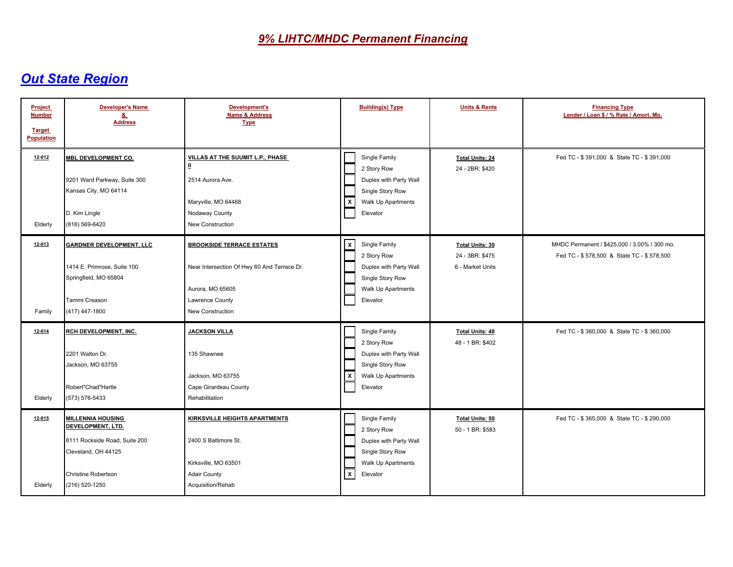# 9% LIHTC/MHDC Permanent Financing

## Out State Region

| Project Number / Target Population | Developer's Name & Address | Development's Name & Address Type | Building(s) Type | Units & Rents | Financing Type Lender / Loan $ / % Rate / Amort. Mo. |
|---|---|---|---|---|---|
| **12-012**<br><br>Elderly | **MBL DEVELOPMENT CO.**<br>9201 Ward Parkway, Suite 300<br>Kansas City, MO 64114<br>D. Kim Lingle<br>(816) 569-6420 | **VILLAS AT THE SUUMIT L.P., PHASE II**<br>2514 Aurora Ave.<br>Maryville, MO 64468<br>Nodaway County<br>New Construction | [ ] Single Family<br>[ ] 2 Story Row<br>[ ] Duplex with Party Wall<br>[ ] Single Story Row<br>[X] Walk Up Apartments<br>[ ] Elevator | **Total Units: 24**<br>24 - 2BR: $420 | Fed TC - $ 391,000 & State TC - $ 391,000 |
| **12-013**<br><br>Family | **GARDNER DEVELOPMENT, LLC**<br>1414 E. Primrose, Suite 100<br>Springfield, MO 65804<br>Tammi Creason<br>(417) 447-1800 | **BROOKSIDE TERRACE ESTATES**<br>Near Intersection Of Hwy 60 And Terrace Dr.<br>Aurora, MO 65605<br>Lawrence County<br>New Construction | [X] Single Family<br>[ ] 2 Story Row<br>[ ] Duplex with Party Wall<br>[ ] Single Story Row<br>[ ] Walk Up Apartments<br>[ ] Elevator | **Total Units: 30**<br>24 - 3BR: $475<br>6 - Market Units | MHDC Permanent / $425,000 / 3.00% / 300 mo.<br>Fed TC - $ 578,500 & State TC - $ 578,500 |
| **12-014**<br><br>Elderly | **RCH DEVELOPMENT, INC.**<br>2201 Walton Dr.<br>Jackson, MO 63755<br>Robert"Chad"Hartle<br>(573) 576-5433 | **JACKSON VILLA**<br>135 Shawnee<br>Jackson, MO 63755<br>Cape Girardeau County<br>Rehabilitation | [ ] Single Family<br>[ ] 2 Story Row<br>[ ] Duplex with Party Wall<br>[ ] Single Story Row<br>[X] Walk Up Apartments<br>[ ] Elevator | **Total Units: 48**<br>48 - 1 BR: $402 | Fed TC - $ 360,000 & State TC - $ 360,000 |
| **12-015**<br><br>Elderly | **MILLENNIA HOUSING DEVELOPMENT, LTD.**<br>8111 Rockside Road, Suite 200<br>Cleveland, OH 44125<br>Christine Robertson<br>(216) 520-1250 | **KIRKSVILLE HEIGHTS APARTMENTS**<br>2400 S Baltimore St.<br>Kirksville, MO 63501<br>Adair County<br>Acquisition/Rehab | [ ] Single Family<br>[ ] 2 Story Row<br>[ ] Duplex with Party Wall<br>[ ] Single Story Row<br>[ ] Walk Up Apartments<br>[X] Elevator | **Total Units: 50**<br>50 - 1 BR: $583 | Fed TC - $ 365,000 & State TC - $ 290,000 |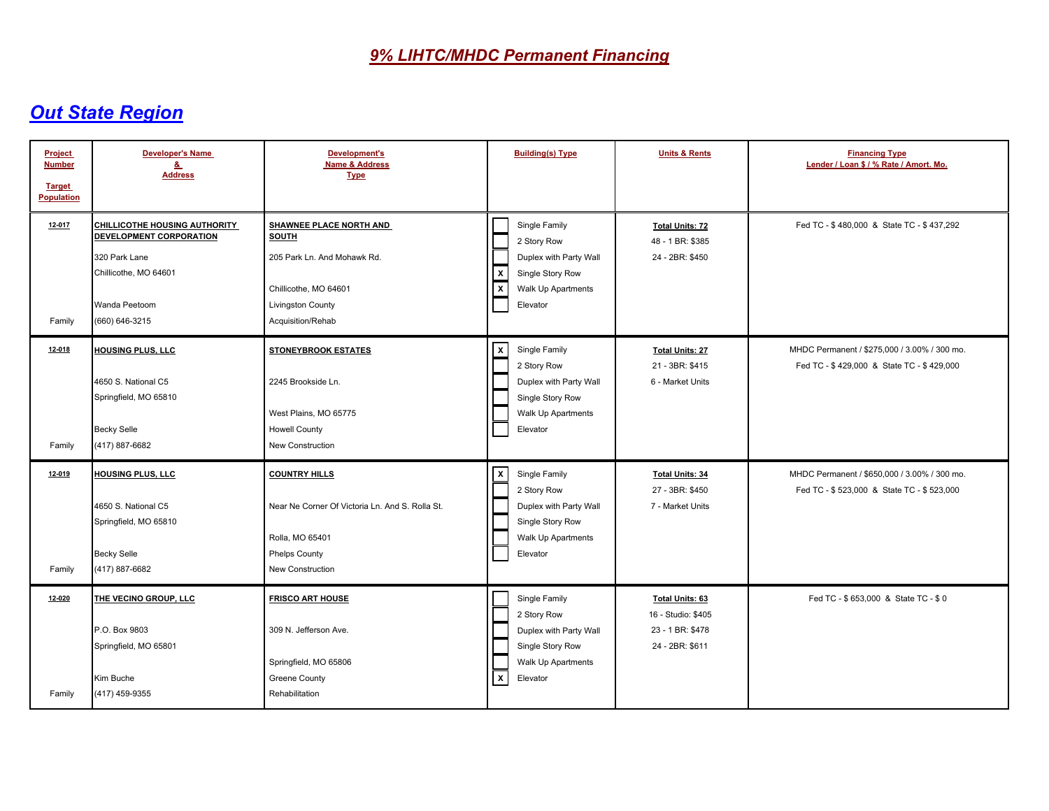# *9% LIHTC/MHDC Permanent Financing*

## *Out State Region*

| Project Number<br><br>Target Population | Developer's Name & Address | Development's Name & Address Type | Building(s) Type | Units & Rents | Financing Type<br>Lender / Loan $ / % Rate / Amort. Mo. |
|---|---|---|---|---|---|
| **12-017**<br><br><br><br><br><br>Family | **CHILLICOTHE HOUSING AUTHORITY DEVELOPMENT CORPORATION**<br><br>320 Park Lane<br>Chillicothe, MO 64601<br><br>Wanda Peetoom<br>(660) 646-3215 | **SHAWNEE PLACE NORTH AND SOUTH**<br><br>205 Park Ln. And Mohawk Rd.<br><br>Chillicothe, MO 64601<br>Livingston County<br>Acquisition/Rehab | [ ] Single Family<br>[ ] 2 Story Row<br>[ ] Duplex with Party Wall<br>[X] Single Story Row<br>[X] Walk Up Apartments<br>[ ] Elevator | **Total Units: 72**<br>48 - 1 BR: $385<br>24 - 2BR: $450 | Fed TC - $ 480,000 & State TC - $ 437,292 |
| **12-018**<br><br><br><br><br><br>Family | **HOUSING PLUS, LLC**<br><br>4650 S. National C5<br>Springfield, MO 65810<br><br>Becky Selle<br>(417) 887-6682 | **STONEYBROOK ESTATES**<br><br>2245 Brookside Ln.<br><br>West Plains, MO 65775<br>Howell County<br>New Construction | [X] Single Family<br>[ ] 2 Story Row<br>[ ] Duplex with Party Wall<br>[ ] Single Story Row<br>[ ] Walk Up Apartments<br>[ ] Elevator | **Total Units: 27**<br>21 - 3BR: $415<br>6 - Market Units | MHDC Permanent / $275,000 / 3.00% / 300 mo.<br>Fed TC - $ 429,000 & State TC - $ 429,000 |
| **12-019**<br><br><br><br><br><br>Family | **HOUSING PLUS, LLC**<br><br>4650 S. National C5<br>Springfield, MO 65810<br><br>Becky Selle<br>(417) 887-6682 | **COUNTRY HILLS**<br><br>Near Ne Corner Of Victoria Ln. And S. Rolla St.<br><br>Rolla, MO 65401<br>Phelps County<br>New Construction | [X] Single Family<br>[ ] 2 Story Row<br>[ ] Duplex with Party Wall<br>[ ] Single Story Row<br>[ ] Walk Up Apartments<br>[ ] Elevator | **Total Units: 34**<br>27 - 3BR: $450<br>7 - Market Units | MHDC Permanent / $650,000 / 3.00% / 300 mo.<br>Fed TC - $ 523,000 & State TC - $ 523,000 |
| **12-020**<br><br><br><br><br><br>Family | **THE VECINO GROUP, LLC**<br><br>P.O. Box 9803<br>Springfield, MO 65801<br><br>Kim Buche<br>(417) 459-9355 | **FRISCO ART HOUSE**<br><br>309 N. Jefferson Ave.<br><br>Springfield, MO 65806<br>Greene County<br>Rehabilitation | [ ] Single Family<br>[ ] 2 Story Row<br>[ ] Duplex with Party Wall<br>[ ] Single Story Row<br>[ ] Walk Up Apartments<br>[X] Elevator | **Total Units: 63**<br>16 - Studio: $405<br>23 - 1 BR: $478<br>24 - 2BR: $611 | Fed TC - $ 653,000 & State TC - $ 0 |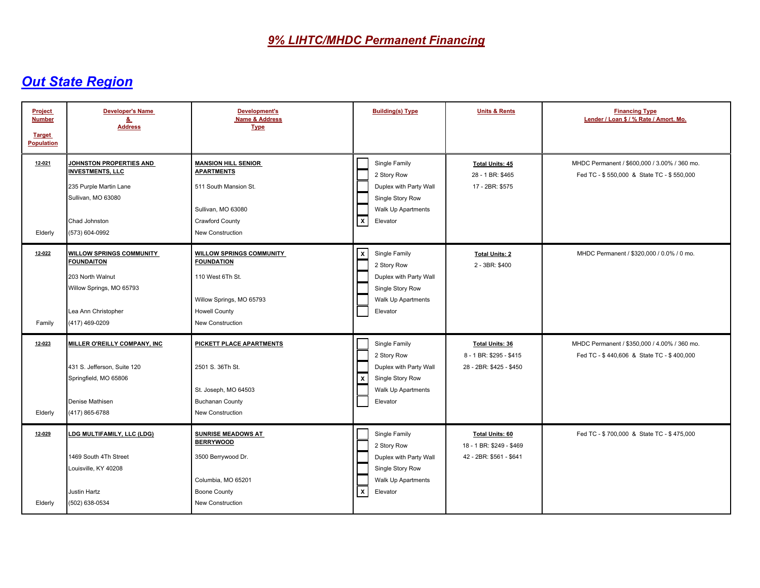# 9% LIHTC/MHDC Permanent Financing

## Out State Region

| Project Number<br><br>Target Population | Developer's Name & Address | Development's Name & Address Type | Building(s) Type | Units & Rents | Financing Type<br>Lender / Loan $ / % Rate / Amort. Mo. |
|---|---|---|---|---|---|
| **12-021**<br><br>Elderly | **JOHNSTON PROPERTIES AND INVESTMENTS, LLC**<br>235 Purple Martin Lane<br>Sullivan, MO 63080<br><br>Chad Johnston<br>(573) 604-0992 | **MANSION HILL SENIOR APARTMENTS**<br>511 South Mansion St.<br><br>Sullivan, MO 63080<br>Crawford County<br>New Construction | [ ] Single Family<br>[ ] 2 Story Row<br>[ ] Duplex with Party Wall<br>[ ] Single Story Row<br>[ ] Walk Up Apartments<br>[X] Elevator | **Total Units: 45**<br>28 - 1 BR: $465<br>17 - 2BR: $575 | MHDC Permanent / $600,000 / 3.00% / 360 mo.<br>Fed TC - $ 550,000 & State TC - $ 550,000 |
| **12-022**<br><br>Family | **WILLOW SPRINGS COMMUNITY FOUNDAITON**<br>203 North Walnut<br>Willow Springs, MO 65793<br><br>Lea Ann Christopher<br>(417) 469-0209 | **WILLOW SPRINGS COMMUNITY FOUNDATION**<br>110 West 6Th St.<br><br>Willow Springs, MO 65793<br>Howell County<br>New Construction | [X] Single Family<br>[ ] 2 Story Row<br>[ ] Duplex with Party Wall<br>[ ] Single Story Row<br>[ ] Walk Up Apartments<br>[ ] Elevator | **Total Units: 2**<br>2 - 3BR: $400 | MHDC Permanent / $320,000 / 0.0% / 0 mo. |
| **12-023**<br><br>Elderly | **MILLER O'REILLY COMPANY, INC**<br><br>431 S. Jefferson, Suite 120<br>Springfield, MO 65806<br><br>Denise Mathisen<br>(417) 865-6788 | **PICKETT PLACE APARTMENTS**<br><br>2501 S. 36Th St.<br><br>St. Joseph, MO 64503<br>Buchanan County<br>New Construction | [ ] Single Family<br>[ ] 2 Story Row<br>[ ] Duplex with Party Wall<br>[X] Single Story Row<br>[ ] Walk Up Apartments<br>[ ] Elevator | **Total Units: 36**<br>8 - 1 BR: $295 - $415<br>28 - 2BR: $425 - $450 | MHDC Permanent / $350,000 / 4.00% / 360 mo.<br>Fed TC - $ 440,606 & State TC - $ 400,000 |
| **12-029**<br><br>Elderly | **LDG MULTIFAMILY, LLC (LDG)**<br><br>1469 South 4Th Street<br>Louisville, KY 40208<br><br>Justin Hartz<br>(502) 638-0534 | **SUNRISE MEADOWS AT BERRYWOOD**<br>3500 Berrywood Dr.<br><br>Columbia, MO 65201<br>Boone County<br>New Construction | [ ] Single Family<br>[ ] 2 Story Row<br>[ ] Duplex with Party Wall<br>[ ] Single Story Row<br>[ ] Walk Up Apartments<br>[X] Elevator | **Total Units: 60**<br>18 - 1 BR: $249 - $469<br>42 - 2BR: $561 - $641 | Fed TC - $ 700,000 & State TC - $ 475,000 |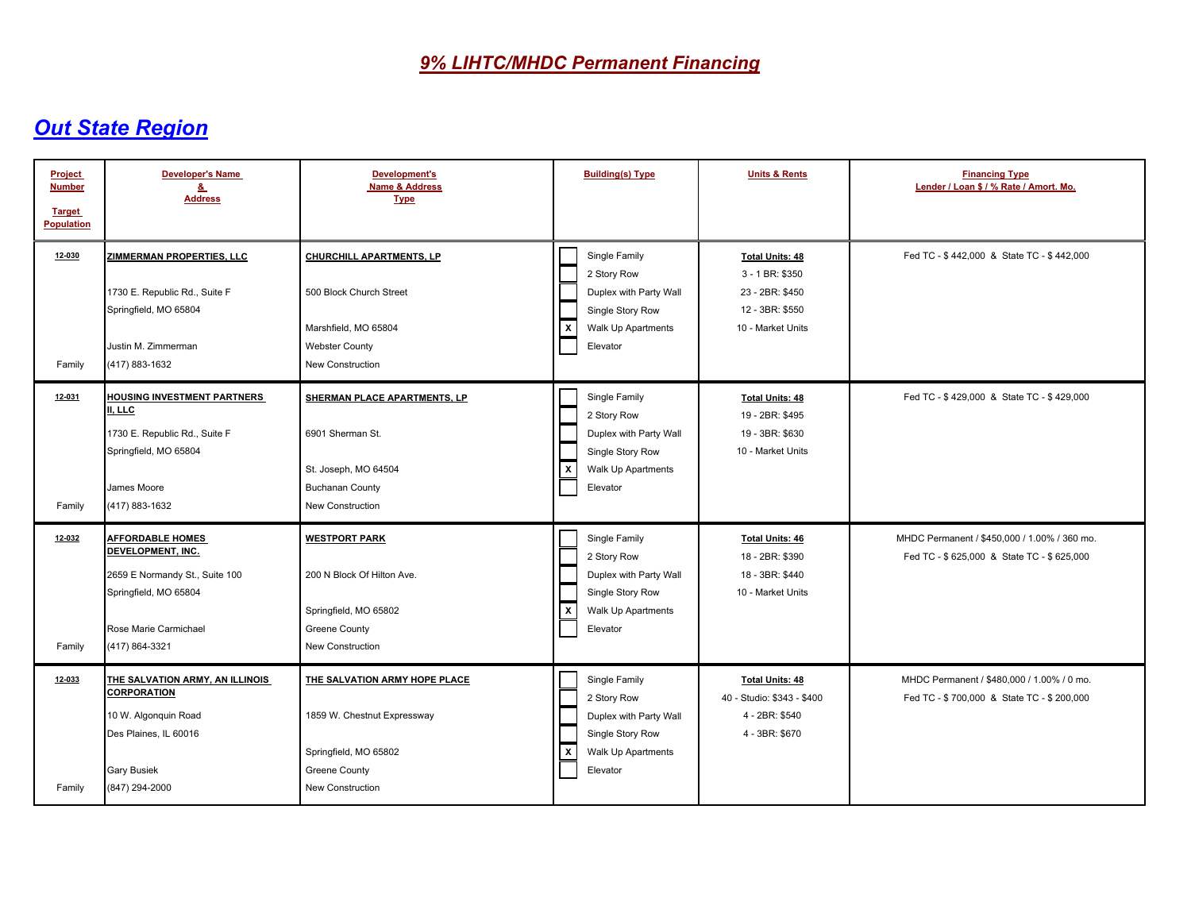# *9% LIHTC/MHDC Permanent Financing*

## *Out State Region*

| Project Number / Target Population | Developer's Name & Address | Development's Name & Address Type | Building(s) Type | Units & Rents | Financing Type Lender / Loan $ / % Rate / Amort. Mo. |
|---|---|---|---|---|---|
| **12-030**<br><br>Family | **ZIMMERMAN PROPERTIES, LLC**<br>1730 E. Republic Rd., Suite F<br>Springfield, MO 65804<br>Justin M. Zimmerman<br>(417) 883-1632 | **CHURCHILL APARTMENTS, LP**<br>500 Block Church Street<br>Marshfield, MO 65804<br>Webster County<br>New Construction | [ ] Single Family<br>[ ] 2 Story Row<br>[ ] Duplex with Party Wall<br>[ ] Single Story Row<br>[X] Walk Up Apartments<br>[ ] Elevator | **Total Units: 48**<br>3 - 1 BR: $350<br>23 - 2BR: $450<br>12 - 3BR: $550<br>10 - Market Units | Fed TC - $ 442,000 & State TC - $ 442,000 |
| **12-031**<br><br>Family | **HOUSING INVESTMENT PARTNERS II, LLC**<br>1730 E. Republic Rd., Suite F<br>Springfield, MO 65804<br>James Moore<br>(417) 883-1632 | **SHERMAN PLACE APARTMENTS, LP**<br>6901 Sherman St.<br>St. Joseph, MO 64504<br>Buchanan County<br>New Construction | [ ] Single Family<br>[ ] 2 Story Row<br>[ ] Duplex with Party Wall<br>[ ] Single Story Row<br>[X] Walk Up Apartments<br>[ ] Elevator | **Total Units: 48**<br>19 - 2BR: $495<br>19 - 3BR: $630<br>10 - Market Units | Fed TC - $ 429,000 & State TC - $ 429,000 |
| **12-032**<br><br>Family | **AFFORDABLE HOMES DEVELOPMENT, INC.**<br>2659 E Normandy St., Suite 100<br>Springfield, MO 65804<br>Rose Marie Carmichael<br>(417) 864-3321 | **WESTPORT PARK**<br>200 N Block Of Hilton Ave.<br>Springfield, MO 65802<br>Greene County<br>New Construction | [ ] Single Family<br>[ ] 2 Story Row<br>[ ] Duplex with Party Wall<br>[ ] Single Story Row<br>[X] Walk Up Apartments<br>[ ] Elevator | **Total Units: 46**<br>18 - 2BR: $390<br>18 - 3BR: $440<br>10 - Market Units | MHDC Permanent / $450,000 / 1.00% / 360 mo.<br>Fed TC - $ 625,000 & State TC - $ 625,000 |
| **12-033**<br><br>Family | **THE SALVATION ARMY, AN ILLINOIS CORPORATION**<br>10 W. Algonquin Road<br>Des Plaines, IL 60016<br>Gary Busiek<br>(847) 294-2000 | **THE SALVATION ARMY HOPE PLACE**<br>1859 W. Chestnut Expressway<br>Springfield, MO 65802<br>Greene County<br>New Construction | [ ] Single Family<br>[ ] 2 Story Row<br>[ ] Duplex with Party Wall<br>[ ] Single Story Row<br>[X] Walk Up Apartments<br>[ ] Elevator | **Total Units: 48**<br>40 - Studio: $343 - $400<br>4 - 2BR: $540<br>4 - 3BR: $670 | MHDC Permanent / $480,000 / 1.00% / 0 mo.<br>Fed TC - $ 700,000 & State TC - $ 200,000 |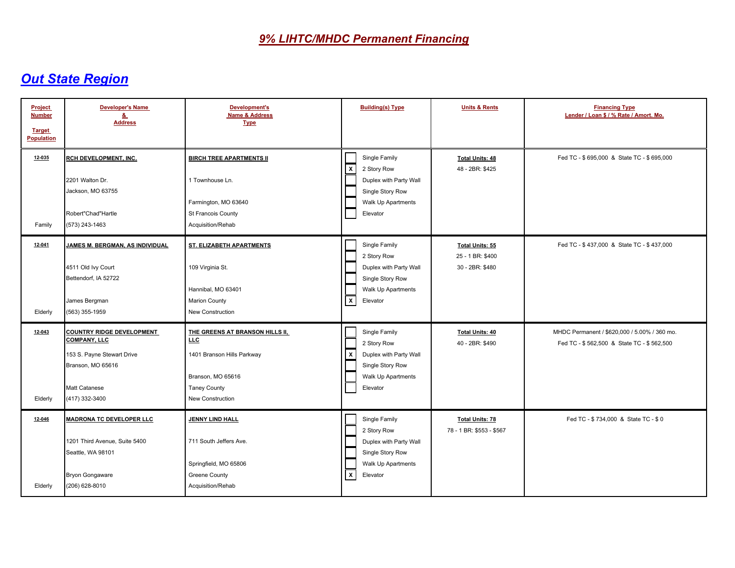# 9% LIHTC/MHDC Permanent Financing

## Out State Region

| Project Number / Target Population | Developer's Name & Address | Development's Name & Address Type | Building(s) Type | Units & Rents | Financing Type Lender / Loan $ / % Rate / Amort. Mo. |
|---|---|---|---|---|---|
| **12-035**<br>Family | **RCH DEVELOPMENT, INC.**<br>2201 Walton Dr.<br>Jackson, MO 63755<br>Robert"Chad"Hartle<br>(573) 243-1463 | **BIRCH TREE APARTMENTS II**<br>1 Townhouse Ln.<br>Farmington, MO 63640<br>St Francois County<br>Acquisition/Rehab | [ ] Single Family<br>[X] 2 Story Row<br>[ ] Duplex with Party Wall<br>[ ] Single Story Row<br>[ ] Walk Up Apartments<br>[ ] Elevator | **Total Units: 48**<br>48 - 2BR: $425 | Fed TC - $ 695,000 & State TC - $ 695,000 |
| **12-041**<br>Elderly | **JAMES M. BERGMAN, AS INDIVIDUAL**<br>4511 Old Ivy Court<br>Bettendorf, IA 52722<br>James Bergman<br>(563) 355-1959 | **ST. ELIZABETH APARTMENTS**<br>109 Virginia St.<br>Hannibal, MO 63401<br>Marion County<br>New Construction | [ ] Single Family<br>[ ] 2 Story Row<br>[ ] Duplex with Party Wall<br>[ ] Single Story Row<br>[ ] Walk Up Apartments<br>[X] Elevator | **Total Units: 55**<br>25 - 1 BR: $400<br>30 - 2BR: $480 | Fed TC - $ 437,000 & State TC - $ 437,000 |
| **12-043**<br>Elderly | **COUNTRY RIDGE DEVELOPMENT COMPANY, LLC**<br>153 S. Payne Stewart Drive<br>Branson, MO 65616<br>Matt Catanese<br>(417) 332-3400 | **THE GREENS AT BRANSON HILLS II, LLC**<br>1401 Branson Hills Parkway<br>Branson, MO 65616<br>Taney County<br>New Construction | [ ] Single Family<br>[ ] 2 Story Row<br>[X] Duplex with Party Wall<br>[ ] Single Story Row<br>[ ] Walk Up Apartments<br>[ ] Elevator | **Total Units: 40**<br>40 - 2BR: $490 | MHDC Permanent / $620,000 / 5.00% / 360 mo.<br>Fed TC - $ 562,500 & State TC - $ 562,500 |
| **12-046**<br>Elderly | **MADRONA TC DEVELOPER LLC**<br>1201 Third Avenue, Suite 5400<br>Seattle, WA 98101<br>Bryon Gongaware<br>(206) 628-8010 | **JENNY LIND HALL**<br>711 South Jeffers Ave.<br>Springfield, MO 65806<br>Greene County<br>Acquisition/Rehab | [ ] Single Family<br>[ ] 2 Story Row<br>[ ] Duplex with Party Wall<br>[ ] Single Story Row<br>[ ] Walk Up Apartments<br>[X] Elevator | **Total Units: 78**<br>78 - 1 BR: $553 - $567 | Fed TC - $ 734,000 & State TC - $ 0 |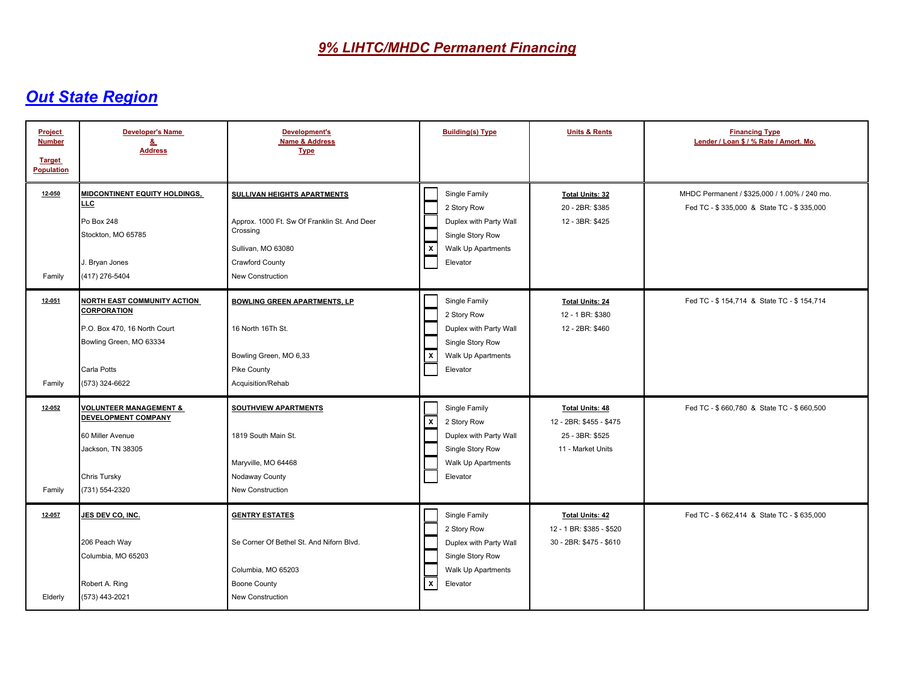# *9% LIHTC/MHDC Permanent Financing*

## *Out State Region*

| Project Number / Target Population | Developer's Name & Address | Development's Name & Address Type | Building(s) Type | Units & Rents | Financing Type Lender / Loan $ / % Rate / Amort. Mo. |
|---|---|---|---|---|---|
| **12-050**<br><br>Family | **MIDCONTINENT EQUITY HOLDINGS, LLC**<br>Po Box 248<br>Stockton, MO 65785<br>J. Bryan Jones<br>(417) 276-5404 | **SULLIVAN HEIGHTS APARTMENTS**<br>Approx. 1000 Ft. Sw Of Franklin St. And Deer Crossing<br>Sullivan, MO 63080<br>Crawford County<br>New Construction | [ ] Single Family<br>[ ] 2 Story Row<br>[ ] Duplex with Party Wall<br>[ ] Single Story Row<br>[X] Walk Up Apartments<br>[ ] Elevator | **Total Units: 32**<br>20 - 2BR: $385<br>12 - 3BR: $425 | MHDC Permanent / $325,000 / 1.00% / 240 mo.<br>Fed TC - $ 335,000 & State TC - $ 335,000 |
| **12-051**<br><br>Family | **NORTH EAST COMMUNITY ACTION CORPORATION**<br>P.O. Box 470, 16 North Court<br>Bowling Green, MO 63334<br>Carla Potts<br>(573) 324-6622 | **BOWLING GREEN APARTMENTS, LP**<br>16 North 16Th St.<br>Bowling Green, MO 6,33<br>Pike County<br>Acquisition/Rehab | [ ] Single Family<br>[ ] 2 Story Row<br>[ ] Duplex with Party Wall<br>[ ] Single Story Row<br>[X] Walk Up Apartments<br>[ ] Elevator | **Total Units: 24**<br>12 - 1 BR: $380<br>12 - 2BR: $460 | Fed TC - $ 154,714 & State TC - $ 154,714 |
| **12-052**<br><br>Family | **VOLUNTEER MANAGEMENT & DEVELOPMENT COMPANY**<br>60 Miller Avenue<br>Jackson, TN 38305<br>Chris Tursky<br>(731) 554-2320 | **SOUTHVIEW APARTMENTS**<br>1819 South Main St.<br>Maryville, MO 64468<br>Nodaway County<br>New Construction | [ ] Single Family<br>[X] 2 Story Row<br>[ ] Duplex with Party Wall<br>[ ] Single Story Row<br>[ ] Walk Up Apartments<br>[ ] Elevator | **Total Units: 48**<br>12 - 2BR: $455 - $475<br>25 - 3BR: $525<br>11 - Market Units | Fed TC - $ 660,780 & State TC - $ 660,500 |
| **12-057**<br><br>Elderly | **JES DEV CO, INC.**<br>206 Peach Way<br>Columbia, MO 65203<br>Robert A. Ring<br>(573) 443-2021 | **GENTRY ESTATES**<br>Se Corner Of Bethel St. And Niforn Blvd.<br>Columbia, MO 65203<br>Boone County<br>New Construction | [ ] Single Family<br>[ ] 2 Story Row<br>[ ] Duplex with Party Wall<br>[ ] Single Story Row<br>[ ] Walk Up Apartments<br>[X] Elevator | **Total Units: 42**<br>12 - 1 BR: $385 - $520<br>30 - 2BR: $475 - $610 | Fed TC - $ 662,414 & State TC - $ 635,000 |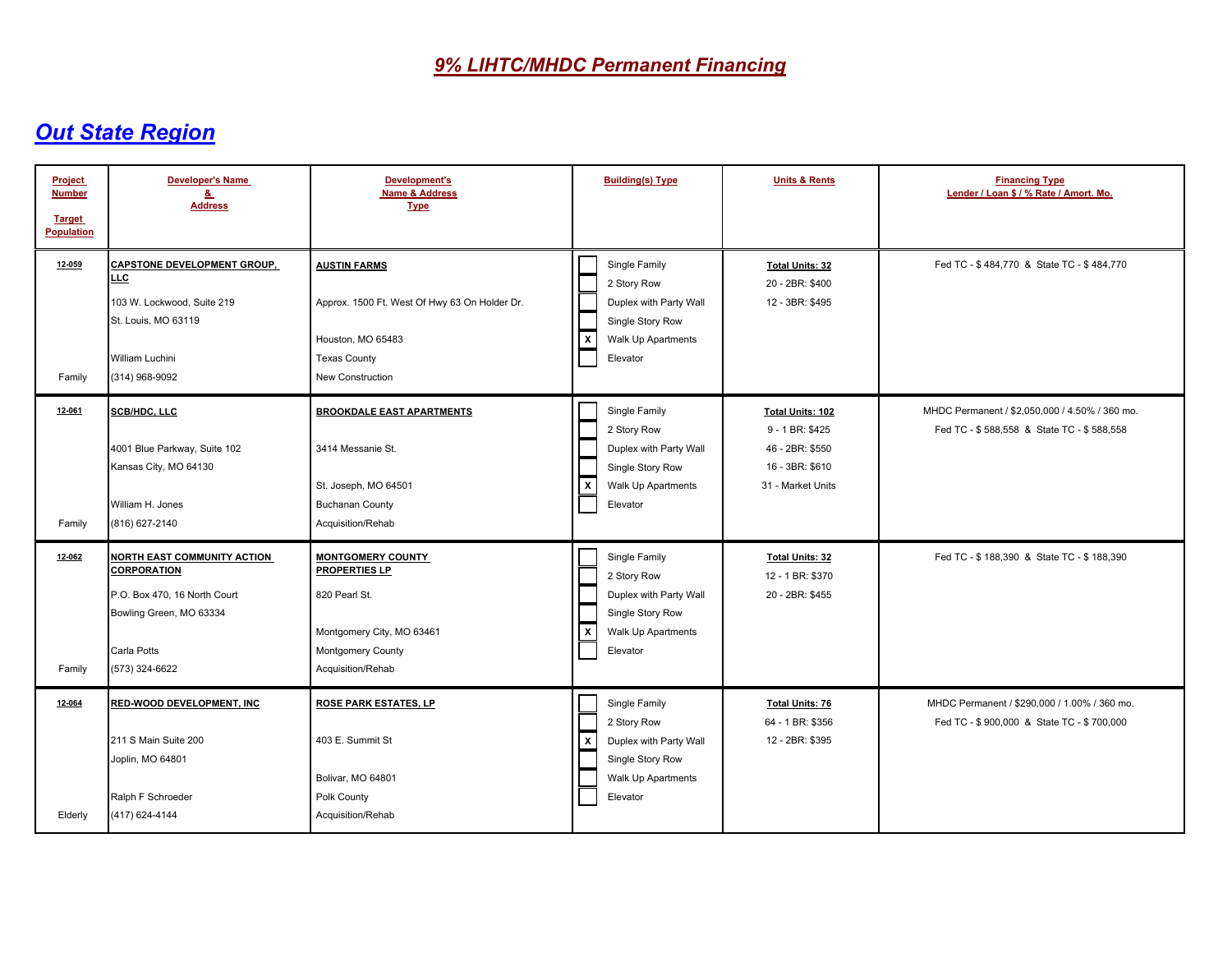# *9% LIHTC/MHDC Permanent Financing*

## *Out State Region*

| Project Number<br><br>Target Population | Developer's Name & Address | Development's Name & Address Type | Building(s) Type | Units & Rents | Financing Type<br>Lender / Loan $ / % Rate / Amort. Mo. |
|---|---|---|---|---|---|
| **12-059**<br><br>Family | **CAPSTONE DEVELOPMENT GROUP, LLC**<br>103 W. Lockwood, Suite 219<br>St. Louis, MO 63119<br>William Luchini<br>(314) 968-9092 | **AUSTIN FARMS**<br>Approx. 1500 Ft. West Of Hwy 63 On Holder Dr.<br>Houston, MO 65483<br>Texas County<br>New Construction | [ ] Single Family<br>[ ] 2 Story Row<br>[ ] Duplex with Party Wall<br>[ ] Single Story Row<br>[X] Walk Up Apartments<br>[ ] Elevator | **Total Units: 32**<br>20 - 2BR: $400<br>12 - 3BR: $495 | Fed TC - $ 484,770 & State TC - $ 484,770 |
| **12-061**<br><br>Family | **SCB/HDC, LLC**<br>4001 Blue Parkway, Suite 102<br>Kansas City, MO 64130<br>William H. Jones<br>(816) 627-2140 | **BROOKDALE EAST APARTMENTS**<br>3414 Messanie St.<br>St. Joseph, MO 64501<br>Buchanan County<br>Acquisition/Rehab | [ ] Single Family<br>[ ] 2 Story Row<br>[ ] Duplex with Party Wall<br>[ ] Single Story Row<br>[X] Walk Up Apartments<br>[ ] Elevator | **Total Units: 102**<br>9 - 1 BR: $425<br>46 - 2BR: $550<br>16 - 3BR: $610<br>31 - Market Units | MHDC Permanent / $2,050,000 / 4.50% / 360 mo.<br>Fed TC - $ 588,558 & State TC - $ 588,558 |
| **12-062**<br><br>Family | **NORTH EAST COMMUNITY ACTION CORPORATION**<br>P.O. Box 470, 16 North Court<br>Bowling Green, MO 63334<br>Carla Potts<br>(573) 324-6622 | **MONTGOMERY COUNTY PROPERTIES LP**<br>820 Pearl St.<br>Montgomery City, MO 63461<br>Montgomery County<br>Acquisition/Rehab | [ ] Single Family<br>[ ] 2 Story Row<br>[ ] Duplex with Party Wall<br>[ ] Single Story Row<br>[X] Walk Up Apartments<br>[ ] Elevator | **Total Units: 32**<br>12 - 1 BR: $370<br>20 - 2BR: $455 | Fed TC - $ 188,390 & State TC - $ 188,390 |
| **12-064**<br><br>Elderly | **RED-WOOD DEVELOPMENT, INC**<br>211 S Main Suite 200<br>Joplin, MO 64801<br>Ralph F Schroeder<br>(417) 624-4144 | **ROSE PARK ESTATES, LP**<br>403 E. Summit St<br>Bolivar, MO 64801<br>Polk County<br>Acquisition/Rehab | [ ] Single Family<br>[ ] 2 Story Row<br>[X] Duplex with Party Wall<br>[ ] Single Story Row<br>[ ] Walk Up Apartments<br>[ ] Elevator | **Total Units: 76**<br>64 - 1 BR: $356<br>12 - 2BR: $395 | MHDC Permanent / $290,000 / 1.00% / 360 mo.<br>Fed TC - $ 900,000 & State TC - $ 700,000 |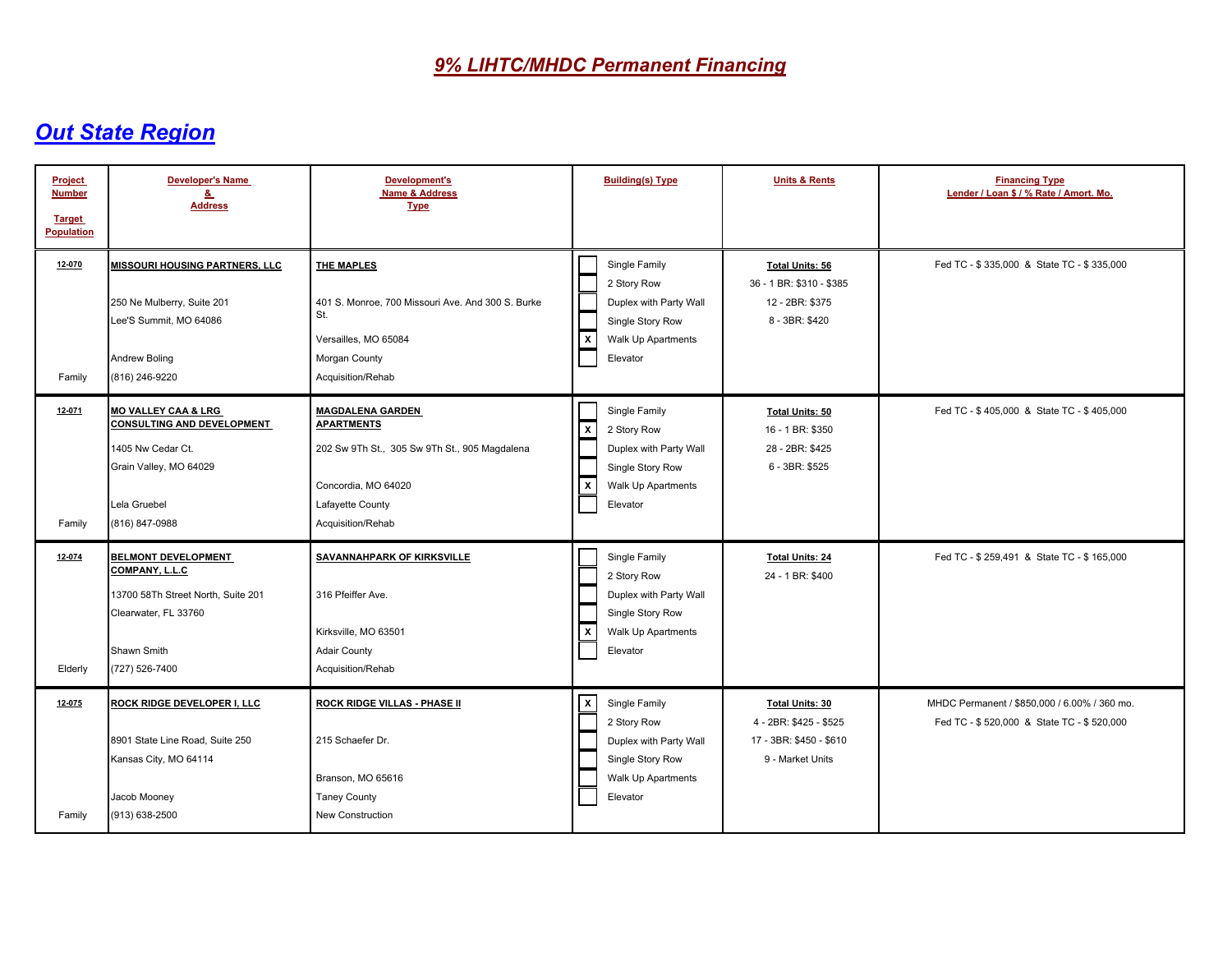# *9% LIHTC/MHDC Permanent Financing*

## *Out State Region*

| Project Number<br><br>Target Population | Developer's Name & Address | Development's Name & Address Type | Building(s) Type | Units & Rents | Financing Type<br>Lender / Loan $ / % Rate / Amort. Mo. |
|---|---|---|---|---|---|
| **12-070**<br><br>Family | **MISSOURI HOUSING PARTNERS, LLC**<br><br>250 Ne Mulberry, Suite 201<br>Lee'S Summit, MO 64086<br><br>Andrew Boling<br>(816) 246-9220 | **THE MAPLES**<br><br>401 S. Monroe, 700 Missouri Ave. And 300 S. Burke St.<br><br>Versailles, MO 65084<br>Morgan County<br>Acquisition/Rehab | [ ] Single Family<br>[ ] 2 Story Row<br>[ ] Duplex with Party Wall<br>[ ] Single Story Row<br>[X] Walk Up Apartments<br>[ ] Elevator | **Total Units: 56**<br>36 - 1 BR: $310 - $385<br>12 - 2BR: $375<br>8 - 3BR: $420 | Fed TC - $ 335,000 & State TC - $ 335,000 |
| **12-071**<br><br>Family | **MO VALLEY CAA & LRG CONSULTING AND DEVELOPMENT**<br><br>1405 Nw Cedar Ct.<br>Grain Valley, MO 64029<br><br>Lela Gruebel<br>(816) 847-0988 | **MAGDALENA GARDEN APARTMENTS**<br><br>202 Sw 9Th St., 305 Sw 9Th St., 905 Magdalena<br><br>Concordia, MO 64020<br>Lafayette County<br>Acquisition/Rehab | [ ] Single Family<br>[X] 2 Story Row<br>[ ] Duplex with Party Wall<br>[ ] Single Story Row<br>[X] Walk Up Apartments<br>[ ] Elevator | **Total Units: 50**<br>16 - 1 BR: $350<br>28 - 2BR: $425<br>6 - 3BR: $525 | Fed TC - $ 405,000 & State TC - $ 405,000 |
| **12-074**<br><br>Elderly | **BELMONT DEVELOPMENT COMPANY, L.L.C**<br><br>13700 58Th Street North, Suite 201<br>Clearwater, FL 33760<br><br>Shawn Smith<br>(727) 526-7400 | **SAVANNAHPARK OF KIRKSVILLE**<br><br>316 Pfeiffer Ave.<br><br>Kirksville, MO 63501<br>Adair County<br>Acquisition/Rehab | [ ] Single Family<br>[ ] 2 Story Row<br>[ ] Duplex with Party Wall<br>[ ] Single Story Row<br>[X] Walk Up Apartments<br>[ ] Elevator | **Total Units: 24**<br>24 - 1 BR: $400 | Fed TC - $ 259,491 & State TC - $ 165,000 |
| **12-075**<br><br>Family | **ROCK RIDGE DEVELOPER I, LLC**<br><br>8901 State Line Road, Suite 250<br>Kansas City, MO 64114<br><br>Jacob Mooney<br>(913) 638-2500 | **ROCK RIDGE VILLAS - PHASE II**<br><br>215 Schaefer Dr.<br><br>Branson, MO 65616<br>Taney County<br>New Construction | [X] Single Family<br>[ ] 2 Story Row<br>[ ] Duplex with Party Wall<br>[ ] Single Story Row<br>[ ] Walk Up Apartments<br>[ ] Elevator | **Total Units: 30**<br>4 - 2BR: $425 - $525<br>17 - 3BR: $450 - $610<br>9 - Market Units | MHDC Permanent / $850,000 / 6.00% / 360 mo.<br>Fed TC - $ 520,000 & State TC - $ 520,000 |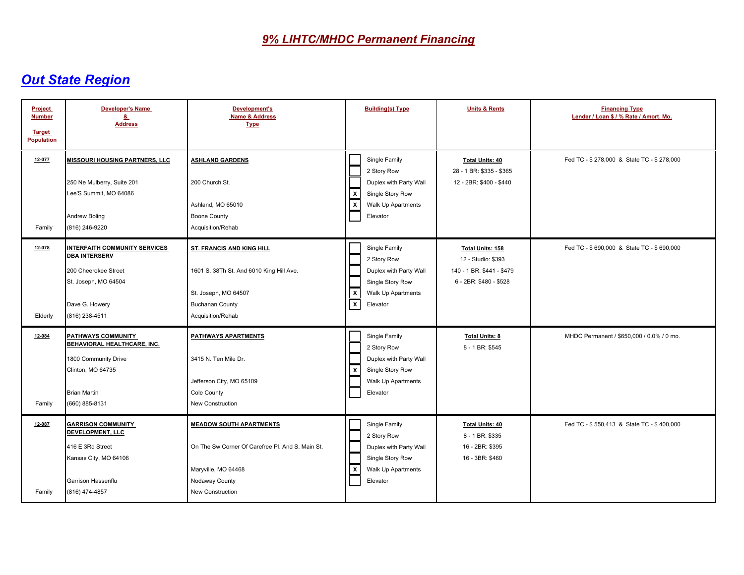# 9% LIHTC/MHDC Permanent Financing

## Out State Region

| Project Number<br>Target Population | Developer's Name & Address | Development's Name & Address Type | Building(s) Type | Units & Rents | Financing Type<br>Lender / Loan $ / % Rate / Amort. Mo. |
|---|---|---|---|---|---|
| **12-077**<br>Family | **MISSOURI HOUSING PARTNERS, LLC**<br>250 Ne Mulberry, Suite 201<br>Lee'S Summit, MO 64086<br>Andrew Boling<br>(816) 246-9220 | **ASHLAND GARDENS**<br>200 Church St.<br>Ashland, MO 65010<br>Boone County<br>Acquisition/Rehab | [ ] Single Family<br>[ ] 2 Story Row<br>[ ] Duplex with Party Wall<br>[X] Single Story Row<br>[X] Walk Up Apartments<br>[ ] Elevator | **Total Units: 40**<br>28 - 1 BR: $335 - $365<br>12 - 2BR: $400 - $440 | Fed TC - $ 278,000 & State TC - $ 278,000 |
| **12-078**<br>Elderly | **INTERFAITH COMMUNITY SERVICES DBA INTERSERV**<br>200 Cheerokee Street<br>St. Joseph, MO 64504<br>Dave G. Howery<br>(816) 238-4511 | **ST. FRANCIS AND KING HILL**<br>1601 S. 38Th St. And 6010 King Hill Ave.<br>St. Joseph, MO 64507<br>Buchanan County<br>Acquisition/Rehab | [ ] Single Family<br>[ ] 2 Story Row<br>[ ] Duplex with Party Wall<br>[ ] Single Story Row<br>[X] Walk Up Apartments<br>[X] Elevator | **Total Units: 158**<br>12 - Studio: $393<br>140 - 1 BR: $441 - $479<br>6 - 2BR: $480 - $528 | Fed TC - $ 690,000 & State TC - $ 690,000 |
| **12-084**<br>Family | **PATHWAYS COMMUNITY BEHAVIORAL HEALTHCARE, INC.**<br>1800 Community Drive<br>Clinton, MO 64735<br>Brian Martin<br>(660) 885-8131 | **PATHWAYS APARTMENTS**<br>3415 N. Ten Mile Dr.<br>Jefferson City, MO 65109<br>Cole County<br>New Construction | [ ] Single Family<br>[ ] 2 Story Row<br>[ ] Duplex with Party Wall<br>[X] Single Story Row<br>[ ] Walk Up Apartments<br>[ ] Elevator | **Total Units: 8**<br>8 - 1 BR: $545 | MHDC Permanent / $650,000 / 0.0% / 0 mo. |
| **12-087**<br>Family | **GARRISON COMMUNITY DEVELOPMENT, LLC**<br>416 E 3Rd Street<br>Kansas City, MO 64106<br>Garrison Hassenflu<br>(816) 474-4857 | **MEADOW SOUTH APARTMENTS**<br>On The Sw Corner Of Carefree Pl. And S. Main St.<br>Maryville, MO 64468<br>Nodaway County<br>New Construction | [ ] Single Family<br>[ ] 2 Story Row<br>[ ] Duplex with Party Wall<br>[ ] Single Story Row<br>[X] Walk Up Apartments<br>[ ] Elevator | **Total Units: 40**<br>8 - 1 BR: $335<br>16 - 2BR: $395<br>16 - 3BR: $460 | Fed TC - $ 550,413 & State TC - $ 400,000 |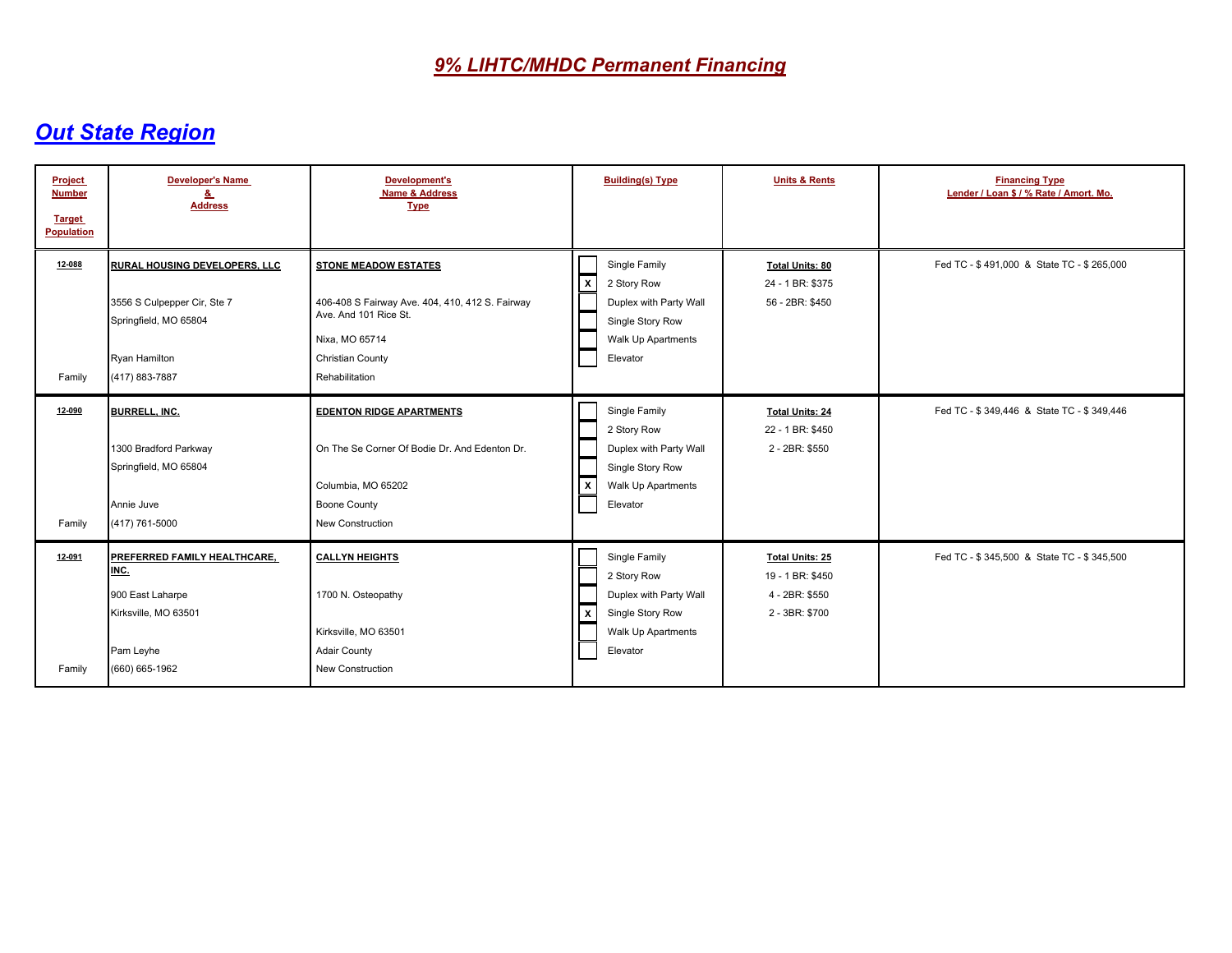# 9% LIHTC/MHDC Permanent Financing

## Out State Region

| Project Number / Target Population | Developer's Name & Address | Development's Name & Address Type | Building(s) Type | Units & Rents | Financing Type Lender / Loan $ / % Rate / Amort. Mo. |
|---|---|---|---|---|---|
| **12-088**<br><br>Family | **RURAL HOUSING DEVELOPERS, LLC**<br><br>3556 S Culpepper Cir, Ste 7<br>Springfield, MO 65804<br><br>Ryan Hamilton<br>(417) 883-7887 | **STONE MEADOW ESTATES**<br><br>406-408 S Fairway Ave. 404, 410, 412 S. Fairway Ave. And 101 Rice St.<br>Nixa, MO 65714<br>Christian County<br>Rehabilitation | [ ] Single Family<br>[X] 2 Story Row<br>[ ] Duplex with Party Wall<br>[ ] Single Story Row<br>[ ] Walk Up Apartments<br>[ ] Elevator | **Total Units: 80**<br>24 - 1 BR: $375<br>56 - 2BR: $450 | Fed TC - $ 491,000 & State TC - $ 265,000 |
| **12-090**<br><br>Family | **BURRELL, INC.**<br><br>1300 Bradford Parkway<br>Springfield, MO 65804<br><br>Annie Juve<br>(417) 761-5000 | **EDENTON RIDGE APARTMENTS**<br><br>On The Se Corner Of Bodie Dr. And Edenton Dr.<br>Columbia, MO 65202<br>Boone County<br>New Construction | [ ] Single Family<br>[ ] 2 Story Row<br>[ ] Duplex with Party Wall<br>[ ] Single Story Row<br>[X] Walk Up Apartments<br>[ ] Elevator | **Total Units: 24**<br>22 - 1 BR: $450<br>2 - 2BR: $550 | Fed TC - $ 349,446 & State TC - $ 349,446 |
| **12-091**<br><br>Family | **PREFERRED FAMILY HEALTHCARE, INC.**<br><br>900 East Laharpe<br>Kirksville, MO 63501<br><br>Pam Leyhe<br>(660) 665-1962 | **CALLYN HEIGHTS**<br><br>1700 N. Osteopathy<br>Kirksville, MO 63501<br>Adair County<br>New Construction | [ ] Single Family<br>[ ] 2 Story Row<br>[ ] Duplex with Party Wall<br>[X] Single Story Row<br>[ ] Walk Up Apartments<br>[ ] Elevator | **Total Units: 25**<br>19 - 1 BR: $450<br>4 - 2BR: $550<br>2 - 3BR: $700 | Fed TC - $ 345,500 & State TC - $ 345,500 |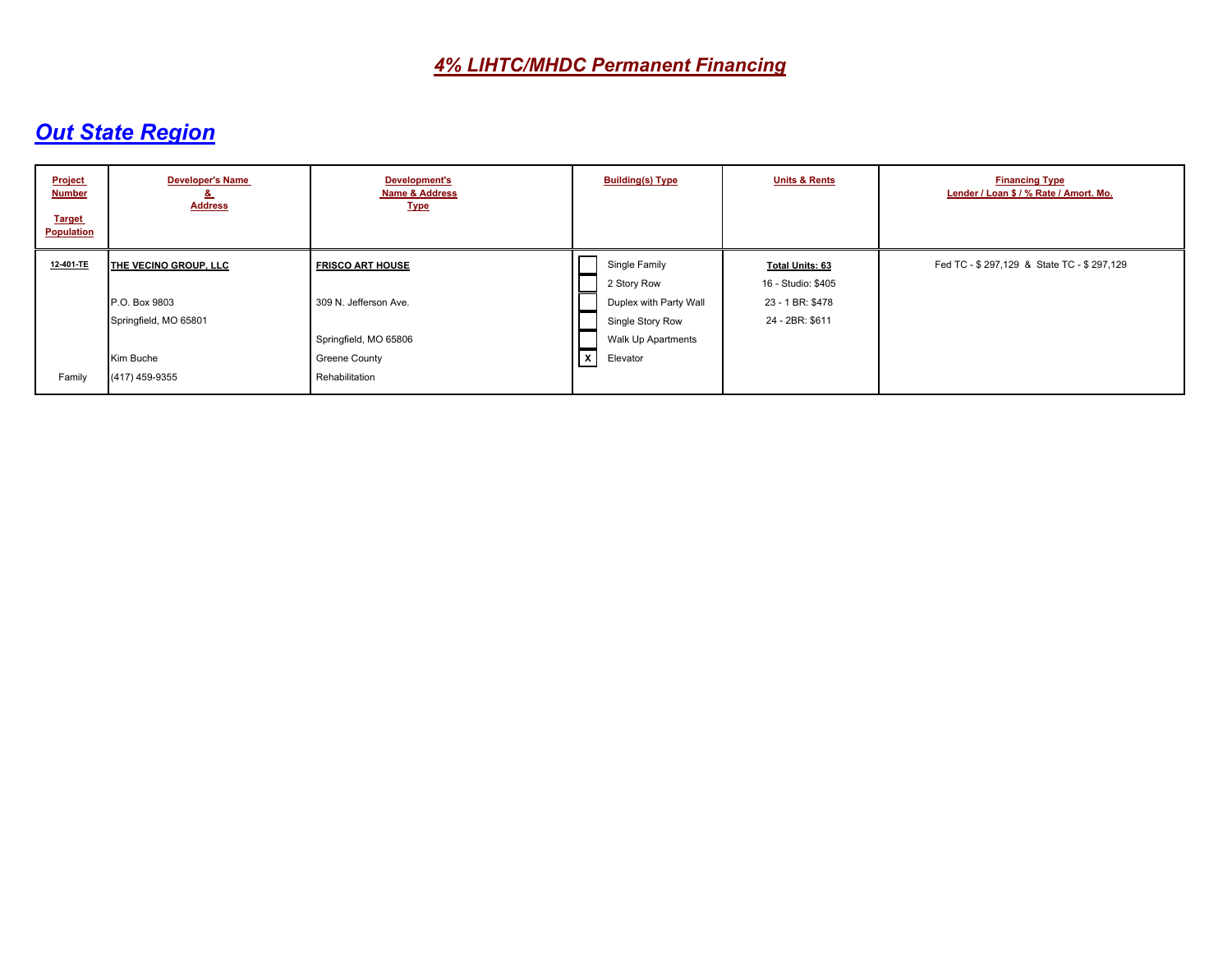# *4% LIHTC/MHDC Permanent Financing*

## *Out State Region*

| Project Number<br><br>Target Population | Developer's Name & Address | Development's Name & Address Type | Building(s) Type | Units & Rents | Financing Type Lender / Loan $ / % Rate / Amort. Mo. |
|---|---|---|---|---|---|
| **12-401-TE**<br><br><br><br><br><br>Family | **THE VECINO GROUP, LLC**<br><br>P.O. Box 9803<br>Springfield, MO 65801<br><br>Kim Buche<br>(417) 459-9355 | **FRISCO ART HOUSE**<br><br>309 N. Jefferson Ave.<br><br>Springfield, MO 65806<br>Greene County<br>Rehabilitation | [ ] Single Family<br>[ ] 2 Story Row<br>[ ] Duplex with Party Wall<br>[ ] Single Story Row<br>[ ] Walk Up Apartments<br>[X] Elevator | **Total Units: 63**<br>16 - Studio: $405<br>23 - 1 BR: $478<br>24 - 2BR: $611 | Fed TC - $ 297,129 & State TC - $ 297,129 |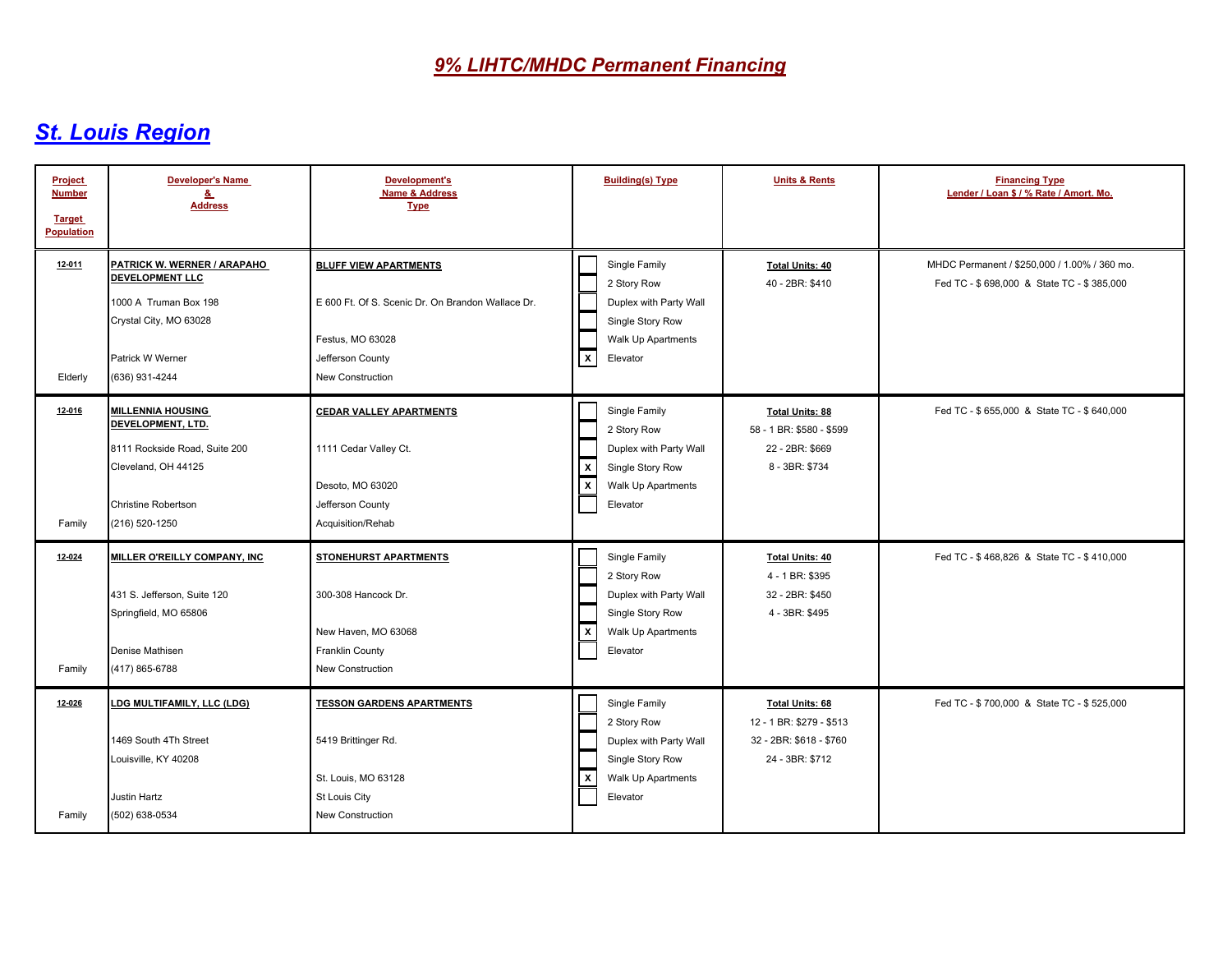# 9% LIHTC/MHDC Permanent Financing

## St. Louis Region

| Project Number / Target Population | Developer's Name & Address | Development's Name & Address Type | Building(s) Type | Units & Rents | Financing Type Lender / Loan $ / % Rate / Amort. Mo. |
|---|---|---|---|---|---|
| **12-011**<br><br>Elderly | **PATRICK W. WERNER / ARAPAHO DEVELOPMENT LLC**<br>1000 A Truman Box 198<br>Crystal City, MO 63028<br><br>Patrick W Werner<br>(636) 931-4244 | **BLUFF VIEW APARTMENTS**<br>E 600 Ft. Of S. Scenic Dr. On Brandon Wallace Dr.<br><br>Festus, MO 63028<br>Jefferson County<br>New Construction | [ ] Single Family<br>[ ] 2 Story Row<br>[ ] Duplex with Party Wall<br>[ ] Single Story Row<br>[ ] Walk Up Apartments<br>[X] Elevator | **Total Units: 40**<br>40 - 2BR: $410 | MHDC Permanent / $250,000 / 1.00% / 360 mo.<br>Fed TC - $ 698,000 & State TC - $ 385,000 |
| **12-016**<br><br>Family | **MILLENNIA HOUSING DEVELOPMENT, LTD.**<br>8111 Rockside Road, Suite 200<br>Cleveland, OH 44125<br><br>Christine Robertson<br>(216) 520-1250 | **CEDAR VALLEY APARTMENTS**<br>1111 Cedar Valley Ct.<br><br>Desoto, MO 63020<br>Jefferson County<br>Acquisition/Rehab | [ ] Single Family<br>[ ] 2 Story Row<br>[ ] Duplex with Party Wall<br>[X] Single Story Row<br>[X] Walk Up Apartments<br>[ ] Elevator | **Total Units: 88**<br>58 - 1 BR: $580 - $599<br>22 - 2BR: $669<br>8 - 3BR: $734 | Fed TC - $ 655,000 & State TC - $ 640,000 |
| **12-024**<br><br>Family | **MILLER O'REILLY COMPANY, INC**<br>431 S. Jefferson, Suite 120<br>Springfield, MO 65806<br><br>Denise Mathisen<br>(417) 865-6788 | **STONEHURST APARTMENTS**<br>300-308 Hancock Dr.<br><br>New Haven, MO 63068<br>Franklin County<br>New Construction | [ ] Single Family<br>[ ] 2 Story Row<br>[ ] Duplex with Party Wall<br>[ ] Single Story Row<br>[X] Walk Up Apartments<br>[ ] Elevator | **Total Units: 40**<br>4 - 1 BR: $395<br>32 - 2BR: $450<br>4 - 3BR: $495 | Fed TC - $ 468,826 & State TC - $ 410,000 |
| **12-026**<br><br>Family | **LDG MULTIFAMILY, LLC (LDG)**<br>1469 South 4Th Street<br>Louisville, KY 40208<br><br>Justin Hartz<br>(502) 638-0534 | **TESSON GARDENS APARTMENTS**<br>5419 Brittinger Rd.<br><br>St. Louis, MO 63128<br>St Louis City<br>New Construction | [ ] Single Family<br>[ ] 2 Story Row<br>[ ] Duplex with Party Wall<br>[ ] Single Story Row<br>[X] Walk Up Apartments<br>[ ] Elevator | **Total Units: 68**<br>12 - 1 BR: $279 - $513<br>32 - 2BR: $618 - $760<br>24 - 3BR: $712 | Fed TC - $ 700,000 & State TC - $ 525,000 |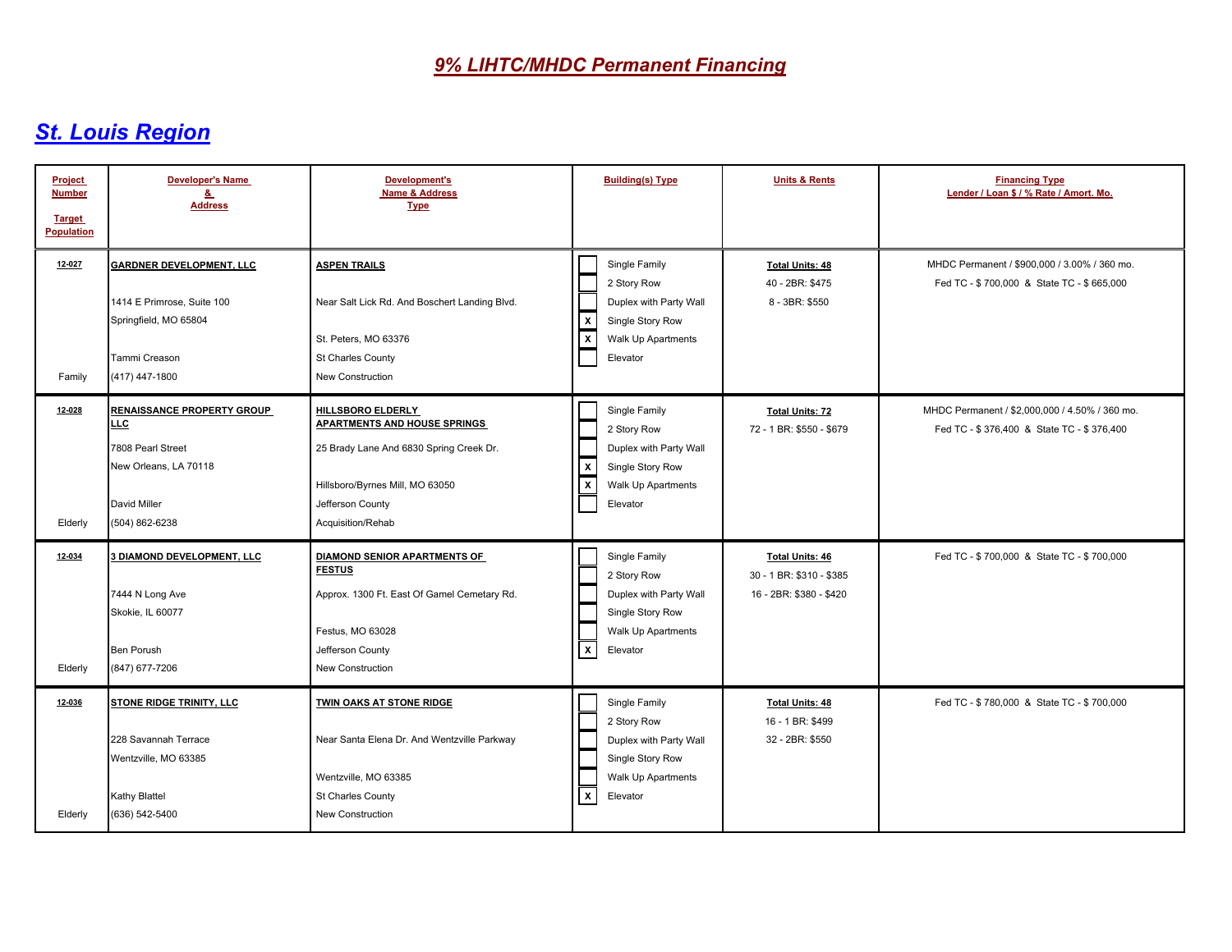# *9% LIHTC/MHDC Permanent Financing*

## *St. Louis Region*

| Project Number<br><br>Target Population | Developer's Name & Address | Development's Name & Address Type | Building(s) Type | Units & Rents | Financing Type<br>Lender / Loan $ / % Rate / Amort. Mo. |
|---|---|---|---|---|---|
| **12-027**<br><br>Family | **GARDNER DEVELOPMENT, LLC**<br><br>1414 E Primrose, Suite 100<br>Springfield, MO 65804<br><br>Tammi Creason<br>(417) 447-1800 | **ASPEN TRAILS**<br><br>Near Salt Lick Rd. And Boschert Landing Blvd.<br><br>St. Peters, MO 63376<br>St Charles County<br>New Construction | [ ] Single Family<br>[ ] 2 Story Row<br>[ ] Duplex with Party Wall<br>[X] Single Story Row<br>[X] Walk Up Apartments<br>[ ] Elevator | **Total Units: 48**<br>40 - 2BR: $475<br>8 - 3BR: $550 | MHDC Permanent / $900,000 / 3.00% / 360 mo.<br>Fed TC - $ 700,000 & State TC - $ 665,000 |
| **12-028**<br><br>Elderly | **RENAISSANCE PROPERTY GROUP LLC**<br><br>7808 Pearl Street<br>New Orleans, LA 70118<br><br>David Miller<br>(504) 862-6238 | **HILLSBORO ELDERLY APARTMENTS AND HOUSE SPRINGS**<br><br>25 Brady Lane And 6830 Spring Creek Dr.<br><br>Hillsboro/Byrnes Mill, MO 63050<br>Jefferson County<br>Acquisition/Rehab | [ ] Single Family<br>[ ] 2 Story Row<br>[ ] Duplex with Party Wall<br>[X] Single Story Row<br>[X] Walk Up Apartments<br>[ ] Elevator | **Total Units: 72**<br>72 - 1 BR: $550 - $679 | MHDC Permanent / $2,000,000 / 4.50% / 360 mo.<br>Fed TC - $ 376,400 & State TC - $ 376,400 |
| **12-034**<br><br>Elderly | **3 DIAMOND DEVELOPMENT, LLC**<br><br>7444 N Long Ave<br>Skokie, IL 60077<br><br>Ben Porush<br>(847) 677-7206 | **DIAMOND SENIOR APARTMENTS OF FESTUS**<br><br>Approx. 1300 Ft. East Of Gamel Cemetary Rd.<br><br>Festus, MO 63028<br>Jefferson County<br>New Construction | [ ] Single Family<br>[ ] 2 Story Row<br>[ ] Duplex with Party Wall<br>[ ] Single Story Row<br>[ ] Walk Up Apartments<br>[X] Elevator | **Total Units: 46**<br>30 - 1 BR: $310 - $385<br>16 - 2BR: $380 - $420 | Fed TC - $ 700,000 & State TC - $ 700,000 |
| **12-036**<br><br>Elderly | **STONE RIDGE TRINITY, LLC**<br><br>228 Savannah Terrace<br>Wentzville, MO 63385<br><br>Kathy Blattel<br>(636) 542-5400 | **TWIN OAKS AT STONE RIDGE**<br><br>Near Santa Elena Dr. And Wentzville Parkway<br><br>Wentzville, MO 63385<br>St Charles County<br>New Construction | [ ] Single Family<br>[ ] 2 Story Row<br>[ ] Duplex with Party Wall<br>[ ] Single Story Row<br>[ ] Walk Up Apartments<br>[X] Elevator | **Total Units: 48**<br>16 - 1 BR: $499<br>32 - 2BR: $550 | Fed TC - $ 780,000 & State TC - $ 700,000 |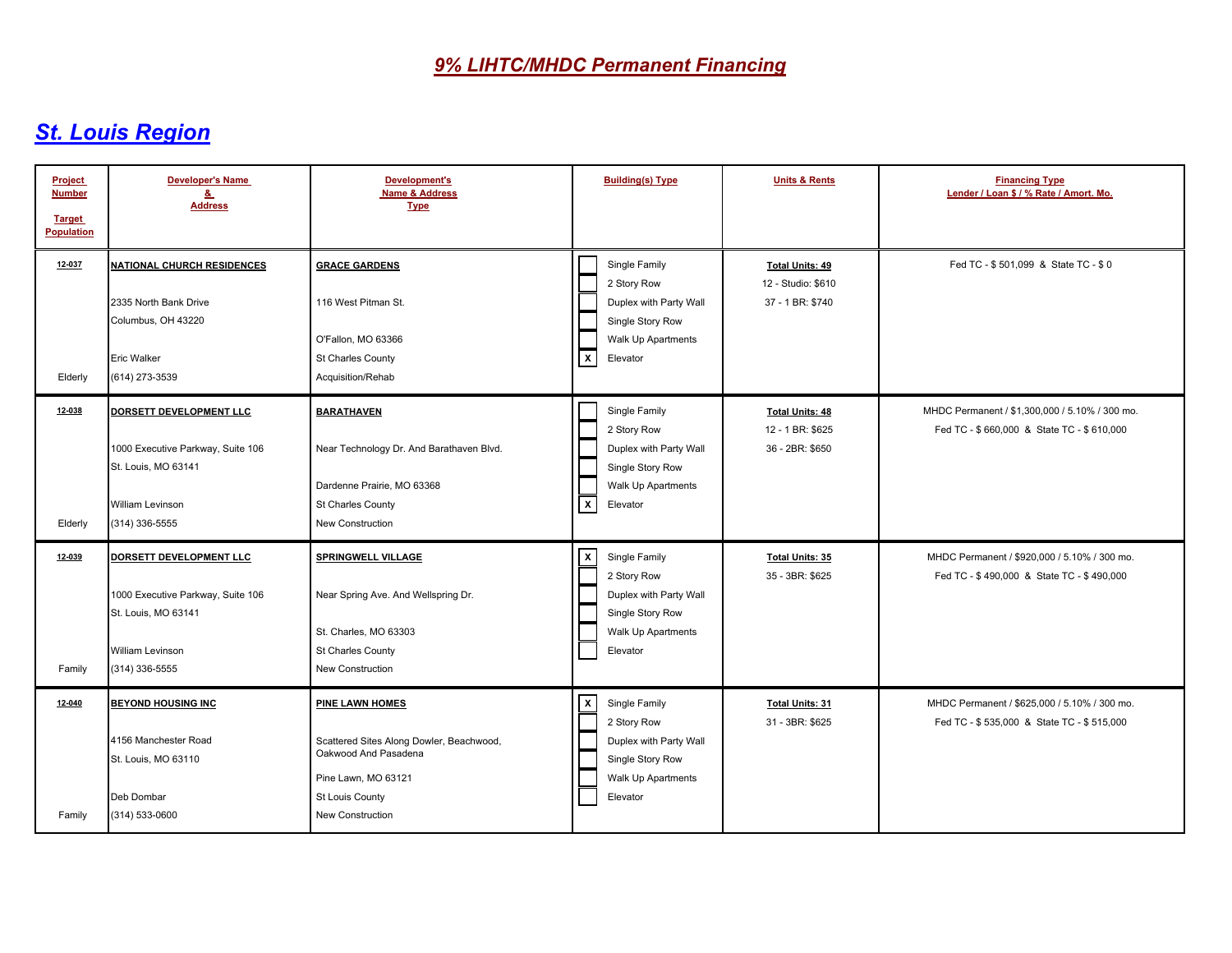# *9% LIHTC/MHDC Permanent Financing*

## *St. Louis Region*

| Project Number<br><br>Target Population | Developer's Name & Address | Development's Name & Address Type | Building(s) Type | Units & Rents | Financing Type<br>Lender / Loan $ / % Rate / Amort. Mo. |
|---|---|---|---|---|---|
| **12-037**<br><br>Elderly | **NATIONAL CHURCH RESIDENCES**<br><br>2335 North Bank Drive<br>Columbus, OH 43220<br><br>Eric Walker<br>(614) 273-3539 | **GRACE GARDENS**<br><br>116 West Pitman St.<br><br>O'Fallon, MO 63366<br>St Charles County<br>Acquisition/Rehab | [ ] Single Family<br>[ ] 2 Story Row<br>[ ] Duplex with Party Wall<br>[ ] Single Story Row<br>[ ] Walk Up Apartments<br>[X] Elevator | **Total Units: 49**<br>12 - Studio: $610<br>37 - 1 BR: $740 | Fed TC - $ 501,099 & State TC - $ 0 |
| **12-038**<br><br>Elderly | **DORSETT DEVELOPMENT LLC**<br><br>1000 Executive Parkway, Suite 106<br>St. Louis, MO 63141<br><br>William Levinson<br>(314) 336-5555 | **BARATHAVEN**<br><br>Near Technology Dr. And Barathaven Blvd.<br><br>Dardenne Prairie, MO 63368<br>St Charles County<br>New Construction | [ ] Single Family<br>[ ] 2 Story Row<br>[ ] Duplex with Party Wall<br>[ ] Single Story Row<br>[ ] Walk Up Apartments<br>[X] Elevator | **Total Units: 48**<br>12 - 1 BR: $625<br>36 - 2BR: $650 | MHDC Permanent / $1,300,000 / 5.10% / 300 mo.<br>Fed TC - $ 660,000 & State TC - $ 610,000 |
| **12-039**<br><br>Family | **DORSETT DEVELOPMENT LLC**<br><br>1000 Executive Parkway, Suite 106<br>St. Louis, MO 63141<br><br>William Levinson<br>(314) 336-5555 | **SPRINGWELL VILLAGE**<br><br>Near Spring Ave. And Wellspring Dr.<br><br>St. Charles, MO 63303<br>St Charles County<br>New Construction | [X] Single Family<br>[ ] 2 Story Row<br>[ ] Duplex with Party Wall<br>[ ] Single Story Row<br>[ ] Walk Up Apartments<br>[ ] Elevator | **Total Units: 35**<br>35 - 3BR: $625 | MHDC Permanent / $920,000 / 5.10% / 300 mo.<br>Fed TC - $ 490,000 & State TC - $ 490,000 |
| **12-040**<br><br>Family | **BEYOND HOUSING INC**<br><br>4156 Manchester Road<br>St. Louis, MO 63110<br><br>Deb Dombar<br>(314) 533-0600 | **PINE LAWN HOMES**<br><br>Scattered Sites Along Dowler, Beachwood, Oakwood And Pasadena<br><br>Pine Lawn, MO 63121<br>St Louis County<br>New Construction | [X] Single Family<br>[ ] 2 Story Row<br>[ ] Duplex with Party Wall<br>[ ] Single Story Row<br>[ ] Walk Up Apartments<br>[ ] Elevator | **Total Units: 31**<br>31 - 3BR: $625 | MHDC Permanent / $625,000 / 5.10% / 300 mo.<br>Fed TC - $ 535,000 & State TC - $ 515,000 |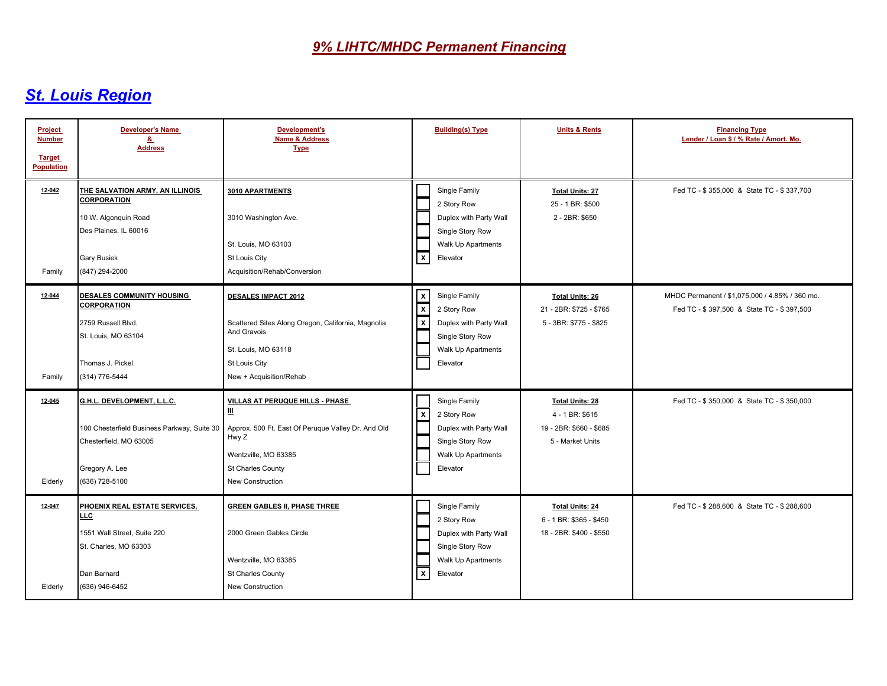# 9% LIHTC/MHDC Permanent Financing

## St. Louis Region

| Project Number / Target Population | Developer's Name & Address | Development's Name & Address Type | Building(s) Type | Units & Rents | Financing Type Lender / Loan $ / % Rate / Amort. Mo. |
|---|---|---|---|---|---|
| **12-042**<br>Family | **THE SALVATION ARMY, AN ILLINOIS CORPORATION**<br>10 W. Algonquin Road<br>Des Plaines, IL 60016<br>Gary Busiek<br>(847) 294-2000 | **3010 APARTMENTS**<br>3010 Washington Ave.<br>St. Louis, MO 63103<br>St Louis City<br>Acquisition/Rehab/Conversion | [ ] Single Family<br>[ ] 2 Story Row<br>[ ] Duplex with Party Wall<br>[ ] Single Story Row<br>[ ] Walk Up Apartments<br>[X] Elevator | **Total Units: 27**<br>25 - 1 BR: $500<br>2 - 2BR: $650 | Fed TC - $ 355,000 & State TC - $ 337,700 |
| **12-044**<br>Family | **DESALES COMMUNITY HOUSING CORPORATION**<br>2759 Russell Blvd.<br>St. Louis, MO 63104<br>Thomas J. Pickel<br>(314) 776-5444 | **DESALES IMPACT 2012**<br>Scattered Sites Along Oregon, California, Magnolia And Gravois<br>St. Louis, MO 63118<br>St Louis City<br>New + Acquisition/Rehab | [X] Single Family<br>[X] 2 Story Row<br>[X] Duplex with Party Wall<br>[ ] Single Story Row<br>[ ] Walk Up Apartments<br>[ ] Elevator | **Total Units: 26**<br>21 - 2BR: $725 - $765<br>5 - 3BR: $775 - $825 | MHDC Permanent / $1,075,000 / 4.85% / 360 mo.<br>Fed TC - $ 397,500 & State TC - $ 397,500 |
| **12-045**<br>Elderly | **G.H.L. DEVELOPMENT, L.L.C.**<br>100 Chesterfield Business Parkway, Suite 30<br>Chesterfield, MO 63005<br>Gregory A. Lee<br>(636) 728-5100 | **VILLAS AT PERUQUE HILLS - PHASE III**<br>Approx. 500 Ft. East Of Peruque Valley Dr. And Old Hwy Z<br>Wentzville, MO 63385<br>St Charles County<br>New Construction | [ ] Single Family<br>[X] 2 Story Row<br>[ ] Duplex with Party Wall<br>[ ] Single Story Row<br>[ ] Walk Up Apartments<br>[ ] Elevator | **Total Units: 28**<br>4 - 1 BR: $615<br>19 - 2BR: $660 - $685<br>5 - Market Units | Fed TC - $ 350,000 & State TC - $ 350,000 |
| **12-047**<br>Elderly | **PHOENIX REAL ESTATE SERVICES, LLC**<br>1551 Wall Street, Suite 220<br>St. Charles, MO 63303<br>Dan Barnard<br>(636) 946-6452 | **GREEN GABLES II, PHASE THREE**<br>2000 Green Gables Circle<br>Wentzville, MO 63385<br>St Charles County<br>New Construction | [ ] Single Family<br>[ ] 2 Story Row<br>[ ] Duplex with Party Wall<br>[ ] Single Story Row<br>[ ] Walk Up Apartments<br>[X] Elevator | **Total Units: 24**<br>6 - 1 BR: $365 - $450<br>18 - 2BR: $400 - $550 | Fed TC - $ 288,600 & State TC - $ 288,600 |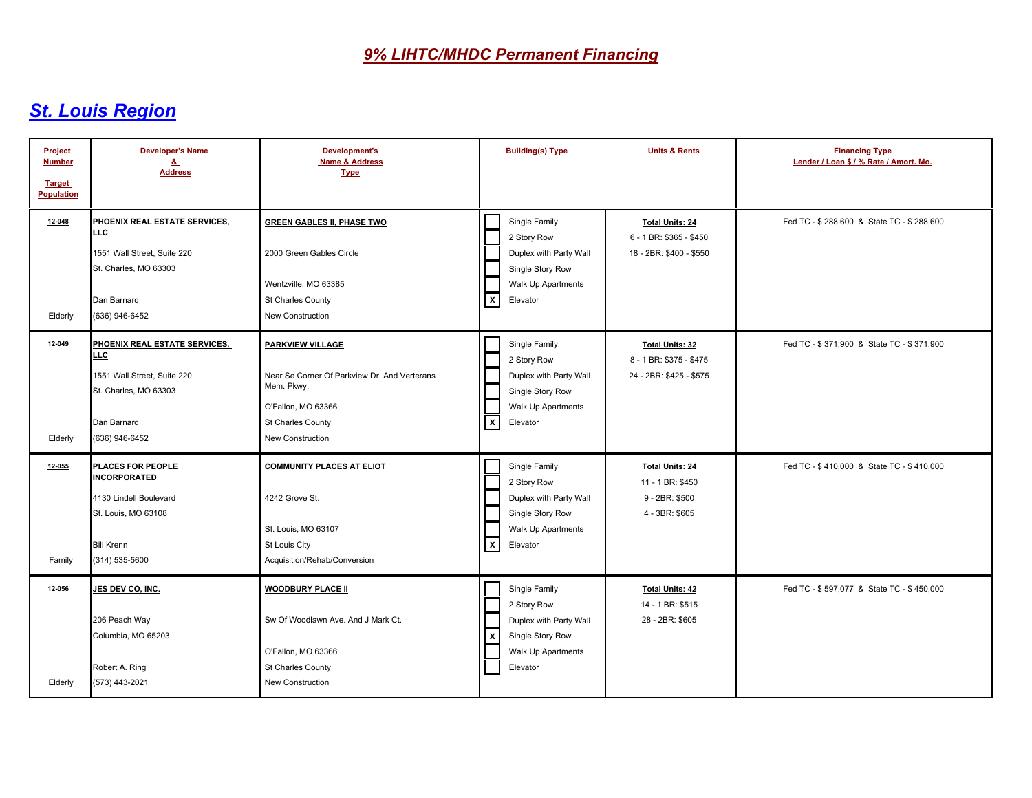# *9% LIHTC/MHDC Permanent Financing*

## *St. Louis Region*

| Project Number<br><br>Target Population | Developer's Name & Address | Development's Name & Address Type | Building(s) Type | Units & Rents | Financing Type<br>Lender / Loan $ / % Rate / Amort. Mo. |
|---|---|---|---|---|---|
| **12-048**<br><br>Elderly | **PHOENIX REAL ESTATE SERVICES, LLC**<br>1551 Wall Street, Suite 220<br>St. Charles, MO 63303<br><br>Dan Barnard<br>(636) 946-6452 | **GREEN GABLES II, PHASE TWO**<br><br>2000 Green Gables Circle<br><br>Wentzville, MO 63385<br>St Charles County<br>New Construction | [ ] Single Family<br>[ ] 2 Story Row<br>[ ] Duplex with Party Wall<br>[ ] Single Story Row<br>[ ] Walk Up Apartments<br>[X] Elevator | **Total Units: 24**<br>6 - 1 BR: $365 - $450<br>18 - 2BR: $400 - $550 | Fed TC - $ 288,600 & State TC - $ 288,600 |
| **12-049**<br><br>Elderly | **PHOENIX REAL ESTATE SERVICES, LLC**<br>1551 Wall Street, Suite 220<br>St. Charles, MO 63303<br><br>Dan Barnard<br>(636) 946-6452 | **PARKVIEW VILLAGE**<br><br>Near Se Corner Of Parkview Dr. And Verterans Mem. Pkwy.<br>O'Fallon, MO 63366<br>St Charles County<br>New Construction | [ ] Single Family<br>[ ] 2 Story Row<br>[ ] Duplex with Party Wall<br>[ ] Single Story Row<br>[ ] Walk Up Apartments<br>[X] Elevator | **Total Units: 32**<br>8 - 1 BR: $375 - $475<br>24 - 2BR: $425 - $575 | Fed TC - $ 371,900 & State TC - $ 371,900 |
| **12-055**<br><br>Family | **PLACES FOR PEOPLE INCORPORATED**<br>4130 Lindell Boulevard<br>St. Louis, MO 63108<br><br>Bill Krenn<br>(314) 535-5600 | **COMMUNITY PLACES AT ELIOT**<br><br>4242 Grove St.<br><br>St. Louis, MO 63107<br>St Louis City<br>Acquisition/Rehab/Conversion | [ ] Single Family<br>[ ] 2 Story Row<br>[ ] Duplex with Party Wall<br>[ ] Single Story Row<br>[ ] Walk Up Apartments<br>[X] Elevator | **Total Units: 24**<br>11 - 1 BR: $450<br>9 - 2BR: $500<br>4 - 3BR: $605 | Fed TC - $ 410,000 & State TC - $ 410,000 |
| **12-056**<br><br>Elderly | **JES DEV CO, INC.**<br><br>206 Peach Way<br>Columbia, MO 65203<br><br>Robert A. Ring<br>(573) 443-2021 | **WOODBURY PLACE II**<br><br>Sw Of Woodlawn Ave. And J Mark Ct.<br><br>O'Fallon, MO 63366<br>St Charles County<br>New Construction | [ ] Single Family<br>[ ] 2 Story Row<br>[ ] Duplex with Party Wall<br>[X] Single Story Row<br>[ ] Walk Up Apartments<br>[ ] Elevator | **Total Units: 42**<br>14 - 1 BR: $515<br>28 - 2BR: $605 | Fed TC - $ 597,077 & State TC - $ 450,000 |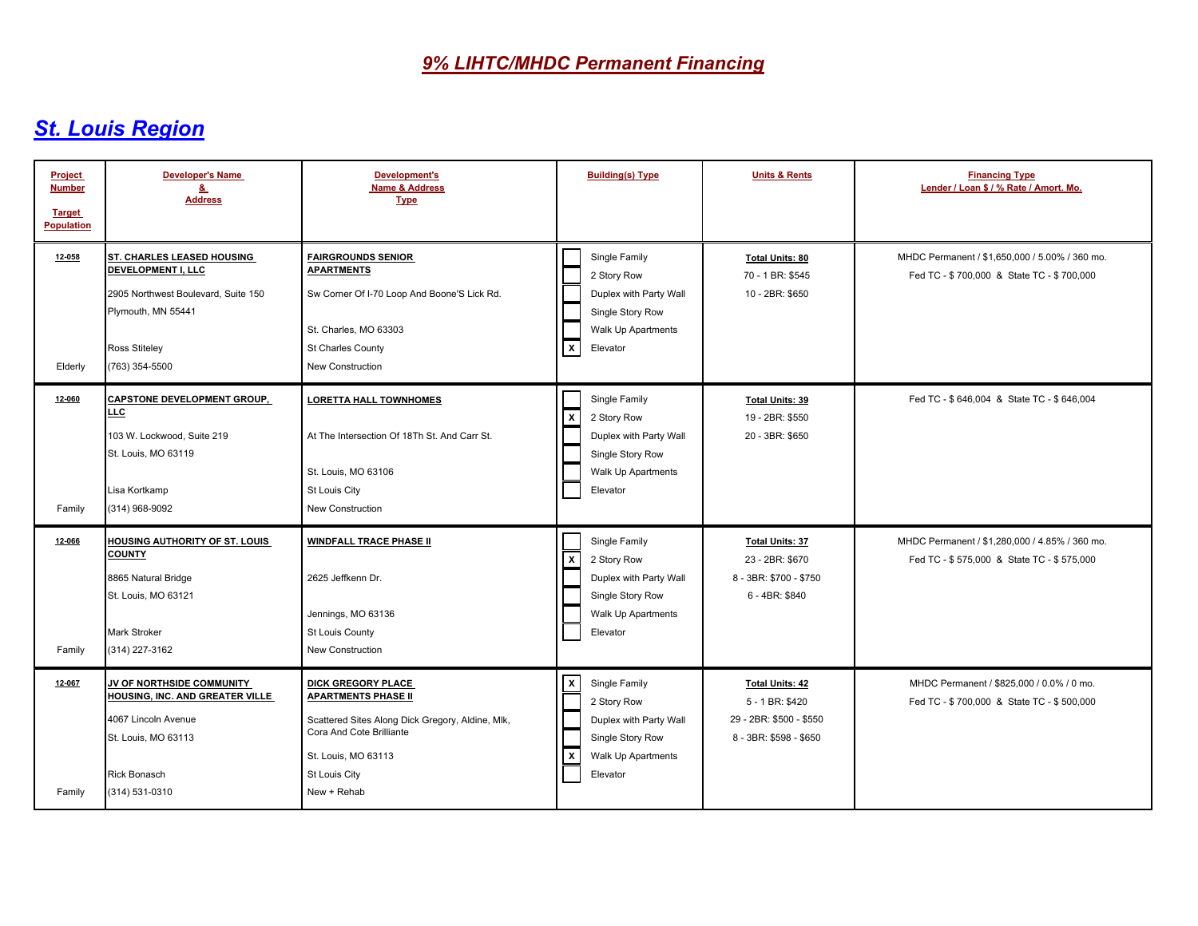# 9% LIHTC/MHDC Permanent Financing

## St. Louis Region

| Project Number<br><br>Target Population | Developer's Name & Address | Development's Name & Address Type | Building(s) Type | Units & Rents | Financing Type<br>Lender / Loan $ / % Rate / Amort. Mo. |
|---|---|---|---|---|---|
| **12-058**<br><br>Elderly | **ST. CHARLES LEASED HOUSING DEVELOPMENT I, LLC**<br>2905 Northwest Boulevard, Suite 150<br>Plymouth, MN 55441<br><br>Ross Stiteley<br>(763) 354-5500 | **FAIRGROUNDS SENIOR APARTMENTS**<br>Sw Corner Of I-70 Loop And Boone'S Lick Rd.<br><br>St. Charles, MO 63303<br>St Charles County<br>New Construction | [ ] Single Family<br>[ ] 2 Story Row<br>[ ] Duplex with Party Wall<br>[ ] Single Story Row<br>[ ] Walk Up Apartments<br>[X] Elevator | **Total Units: 80**<br>70 - 1 BR: $545<br>10 - 2BR: $650 | MHDC Permanent / $1,650,000 / 5.00% / 360 mo.<br>Fed TC - $ 700,000 & State TC - $ 700,000 |
| **12-060**<br><br>Family | **CAPSTONE DEVELOPMENT GROUP, LLC**<br>103 W. Lockwood, Suite 219<br>St. Louis, MO 63119<br><br>Lisa Kortkamp<br>(314) 968-9092 | **LORETTA HALL TOWNHOMES**<br>At The Intersection Of 18Th St. And Carr St.<br><br>St. Louis, MO 63106<br>St Louis City<br>New Construction | [ ] Single Family<br>[X] 2 Story Row<br>[ ] Duplex with Party Wall<br>[ ] Single Story Row<br>[ ] Walk Up Apartments<br>[ ] Elevator | **Total Units: 39**<br>19 - 2BR: $550<br>20 - 3BR: $650 | Fed TC - $ 646,004 & State TC - $ 646,004 |
| **12-066**<br><br>Family | **HOUSING AUTHORITY OF ST. LOUIS COUNTY**<br>8865 Natural Bridge<br>St. Louis, MO 63121<br><br>Mark Stroker<br>(314) 227-3162 | **WINDFALL TRACE PHASE II**<br>2625 Jeffkenn Dr.<br><br>Jennings, MO 63136<br>St Louis County<br>New Construction | [ ] Single Family<br>[X] 2 Story Row<br>[ ] Duplex with Party Wall<br>[ ] Single Story Row<br>[ ] Walk Up Apartments<br>[ ] Elevator | **Total Units: 37**<br>23 - 2BR: $670<br>8 - 3BR: $700 - $750<br>6 - 4BR: $840 | MHDC Permanent / $1,280,000 / 4.85% / 360 mo.<br>Fed TC - $ 575,000 & State TC - $ 575,000 |
| **12-067**<br><br>Family | **JV OF NORTHSIDE COMMUNITY HOUSING, INC. AND GREATER VILLE**<br>4067 Lincoln Avenue<br>St. Louis, MO 63113<br><br>Rick Bonasch<br>(314) 531-0310 | **DICK GREGORY PLACE APARTMENTS PHASE II**<br>Scattered Sites Along Dick Gregory, Aldine, Mlk, Cora And Cote Brilliante<br><br>St. Louis, MO 63113<br>St Louis City<br>New + Rehab | [X] Single Family<br>[ ] 2 Story Row<br>[ ] Duplex with Party Wall<br>[ ] Single Story Row<br>[X] Walk Up Apartments<br>[ ] Elevator | **Total Units: 42**<br>5 - 1 BR: $420<br>29 - 2BR: $500 - $550<br>8 - 3BR: $598 - $650 | MHDC Permanent / $825,000 / 0.0% / 0 mo.<br>Fed TC - $ 700,000 & State TC - $ 500,000 |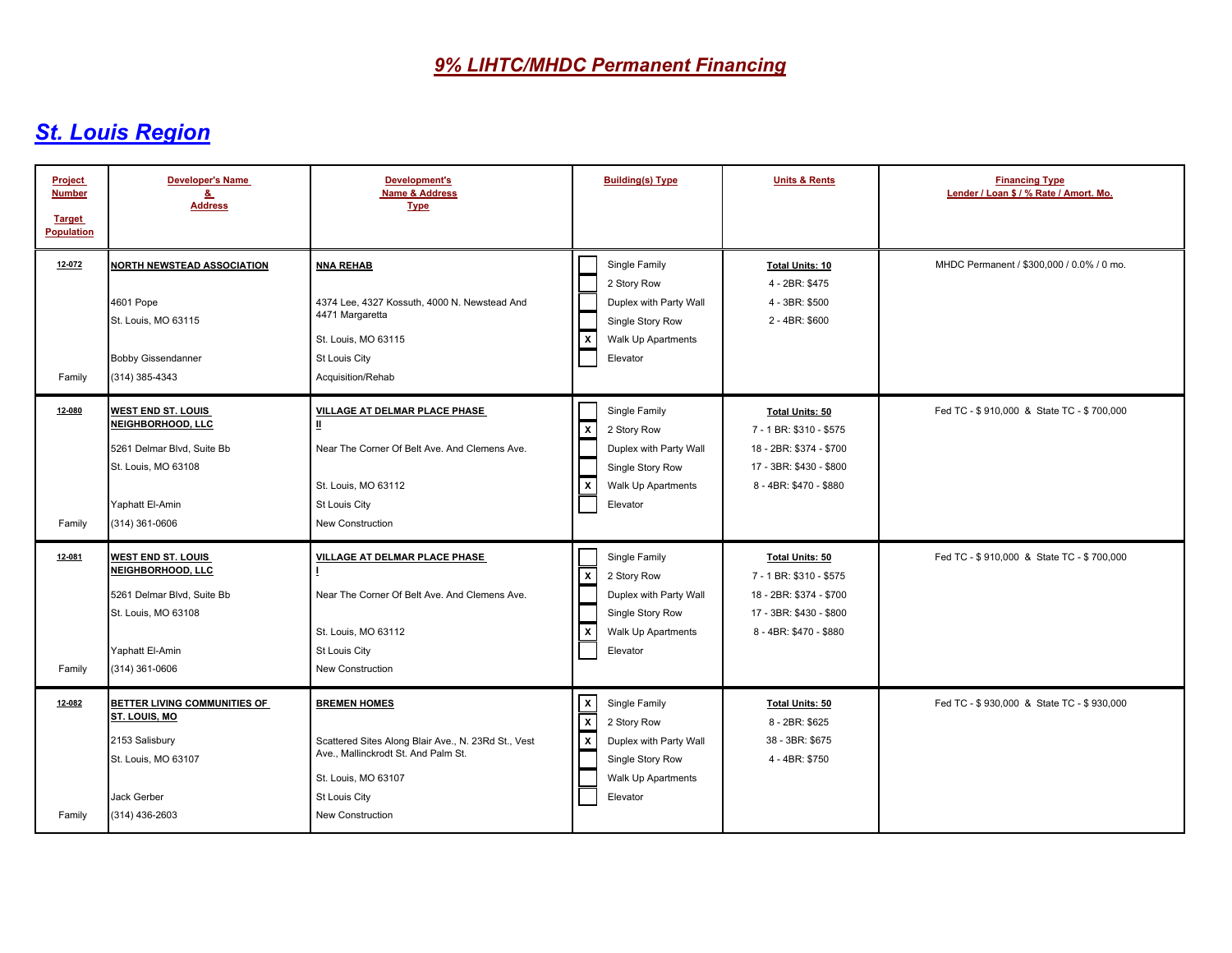# 9% LIHTC/MHDC Permanent Financing

## St. Louis Region

| Project Number / Target Population | Developer's Name & Address | Development's Name & Address Type | Building(s) Type | Units & Rents | Financing Type Lender / Loan $ / % Rate / Amort. Mo. |
|---|---|---|---|---|---|
| 12-072<br><br>Family | **NORTH NEWSTEAD ASSOCIATION**<br><br>4601 Pope<br>St. Louis, MO 63115<br><br>Bobby Gissendanner<br>(314) 385-4343 | **NNA REHAB**<br><br>4374 Lee, 4327 Kossuth, 4000 N. Newstead And 4471 Margaretta<br>St. Louis, MO 63115<br>St Louis City<br>Acquisition/Rehab | [ ] Single Family<br>[ ] 2 Story Row<br>[ ] Duplex with Party Wall<br>[ ] Single Story Row<br>[X] Walk Up Apartments<br>[ ] Elevator | **Total Units: 10**<br>4 - 2BR: $475<br>4 - 3BR: $500<br>2 - 4BR: $600 | MHDC Permanent / $300,000 / 0.0% / 0 mo. |
| 12-080<br><br>Family | **WEST END ST. LOUIS NEIGHBORHOOD, LLC**<br><br>5261 Delmar Blvd, Suite Bb<br>St. Louis, MO 63108<br><br>Yaphatt El-Amin<br>(314) 361-0606 | **VILLAGE AT DELMAR PLACE PHASE II**<br><br>Near The Corner Of Belt Ave. And Clemens Ave.<br>St. Louis, MO 63112<br>St Louis City<br>New Construction | [ ] Single Family<br>[X] 2 Story Row<br>[ ] Duplex with Party Wall<br>[ ] Single Story Row<br>[X] Walk Up Apartments<br>[ ] Elevator | **Total Units: 50**<br>7 - 1 BR: $310 - $575<br>18 - 2BR: $374 - $700<br>17 - 3BR: $430 - $800<br>8 - 4BR: $470 - $880 | Fed TC - $ 910,000 & State TC - $ 700,000 |
| 12-081<br><br>Family | **WEST END ST. LOUIS NEIGHBORHOOD, LLC**<br><br>5261 Delmar Blvd, Suite Bb<br>St. Louis, MO 63108<br><br>Yaphatt El-Amin<br>(314) 361-0606 | **VILLAGE AT DELMAR PLACE PHASE I**<br><br>Near The Corner Of Belt Ave. And Clemens Ave.<br>St. Louis, MO 63112<br>St Louis City<br>New Construction | [ ] Single Family<br>[X] 2 Story Row<br>[ ] Duplex with Party Wall<br>[ ] Single Story Row<br>[X] Walk Up Apartments<br>[ ] Elevator | **Total Units: 50**<br>7 - 1 BR: $310 - $575<br>18 - 2BR: $374 - $700<br>17 - 3BR: $430 - $800<br>8 - 4BR: $470 - $880 | Fed TC - $ 910,000 & State TC - $ 700,000 |
| 12-082<br><br>Family | **BETTER LIVING COMMUNITIES OF ST. LOUIS, MO**<br><br>2153 Salisbury<br>St. Louis, MO 63107<br><br>Jack Gerber<br>(314) 436-2603 | **BREMEN HOMES**<br><br>Scattered Sites Along Blair Ave., N. 23Rd St., Vest Ave., Mallinckrodt St. And Palm St.<br>St. Louis, MO 63107<br>St Louis City<br>New Construction | [X] Single Family<br>[X] 2 Story Row<br>[X] Duplex with Party Wall<br>[ ] Single Story Row<br>[ ] Walk Up Apartments<br>[ ] Elevator | **Total Units: 50**<br>8 - 2BR: $625<br>38 - 3BR: $675<br>4 - 4BR: $750 | Fed TC - $ 930,000 & State TC - $ 930,000 |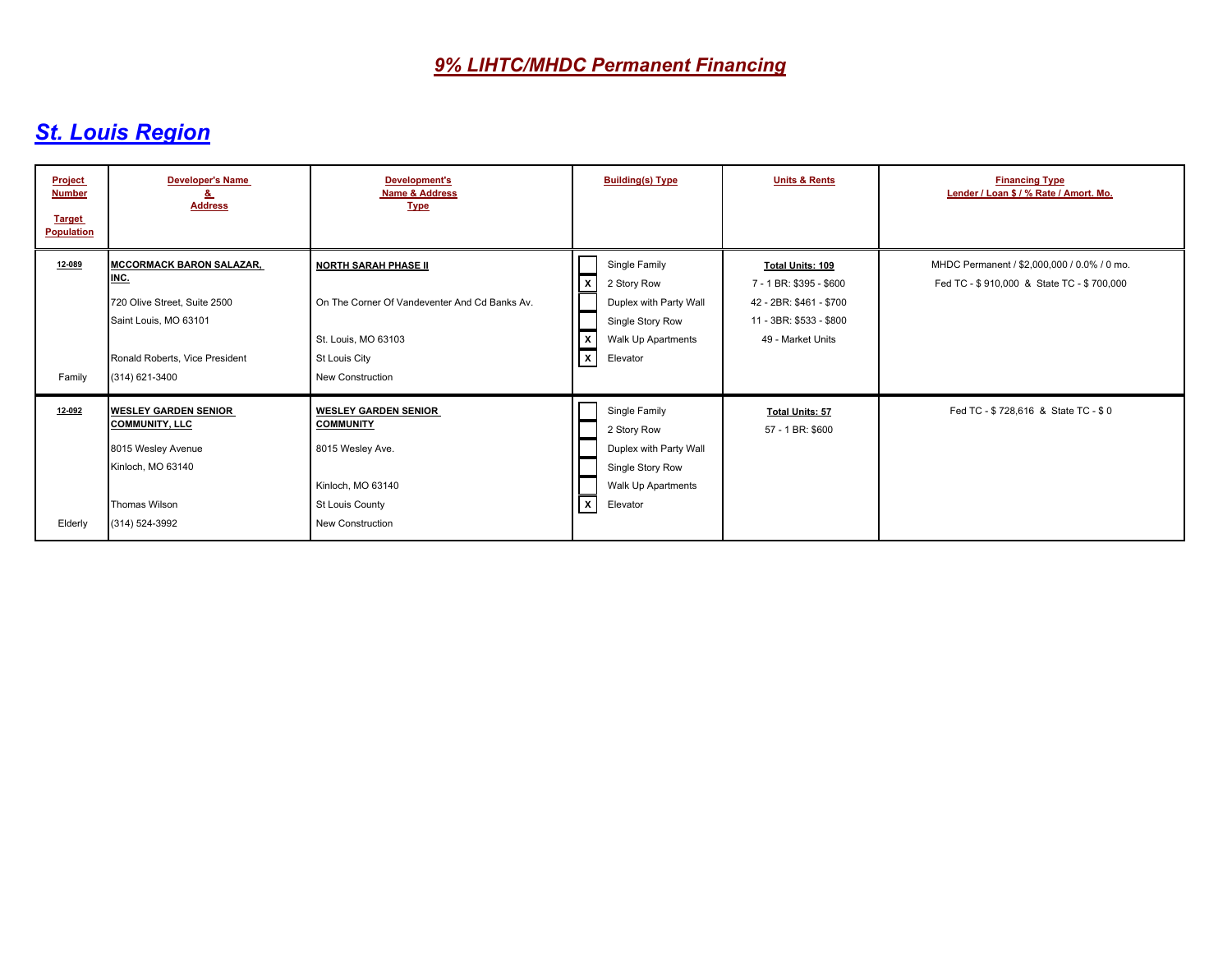# 9% LIHTC/MHDC Permanent Financing

## St. Louis Region

| Project Number<br><br>Target Population | Developer's Name & Address | Development's Name & Address Type | Building(s) Type | Units & Rents | Financing Type<br>Lender / Loan $ / % Rate / Amort. Mo. |
|---|---|---|---|---|---|
| **12-089**<br><br>Family | **MCCORMACK BARON SALAZAR, INC.**<br>720 Olive Street, Suite 2500<br>Saint Louis, MO 63101<br><br>Ronald Roberts, Vice President<br>(314) 621-3400 | **NORTH SARAH PHASE II**<br><br>On The Corner Of Vandeventer And Cd Banks Av.<br><br>St. Louis, MO 63103<br>St Louis City<br>New Construction | [ ] Single Family<br>[X] 2 Story Row<br>[ ] Duplex with Party Wall<br>[ ] Single Story Row<br>[X] Walk Up Apartments<br>[X] Elevator | **Total Units: 109**<br>7 - 1 BR: $395 - $600<br>42 - 2BR: $461 - $700<br>11 - 3BR: $533 - $800<br>49 - Market Units | MHDC Permanent / $2,000,000 / 0.0% / 0 mo.<br>Fed TC - $ 910,000 & State TC - $ 700,000 |
| **12-092**<br><br>Elderly | **WESLEY GARDEN SENIOR COMMUNITY, LLC**<br>8015 Wesley Avenue<br>Kinloch, MO 63140<br><br>Thomas Wilson<br>(314) 524-3992 | **WESLEY GARDEN SENIOR COMMUNITY**<br>8015 Wesley Ave.<br><br>Kinloch, MO 63140<br>St Louis County<br>New Construction | [ ] Single Family<br>[ ] 2 Story Row<br>[ ] Duplex with Party Wall<br>[ ] Single Story Row<br>[ ] Walk Up Apartments<br>[X] Elevator | **Total Units: 57**<br>57 - 1 BR: $600 | Fed TC - $ 728,616 & State TC - $ 0 |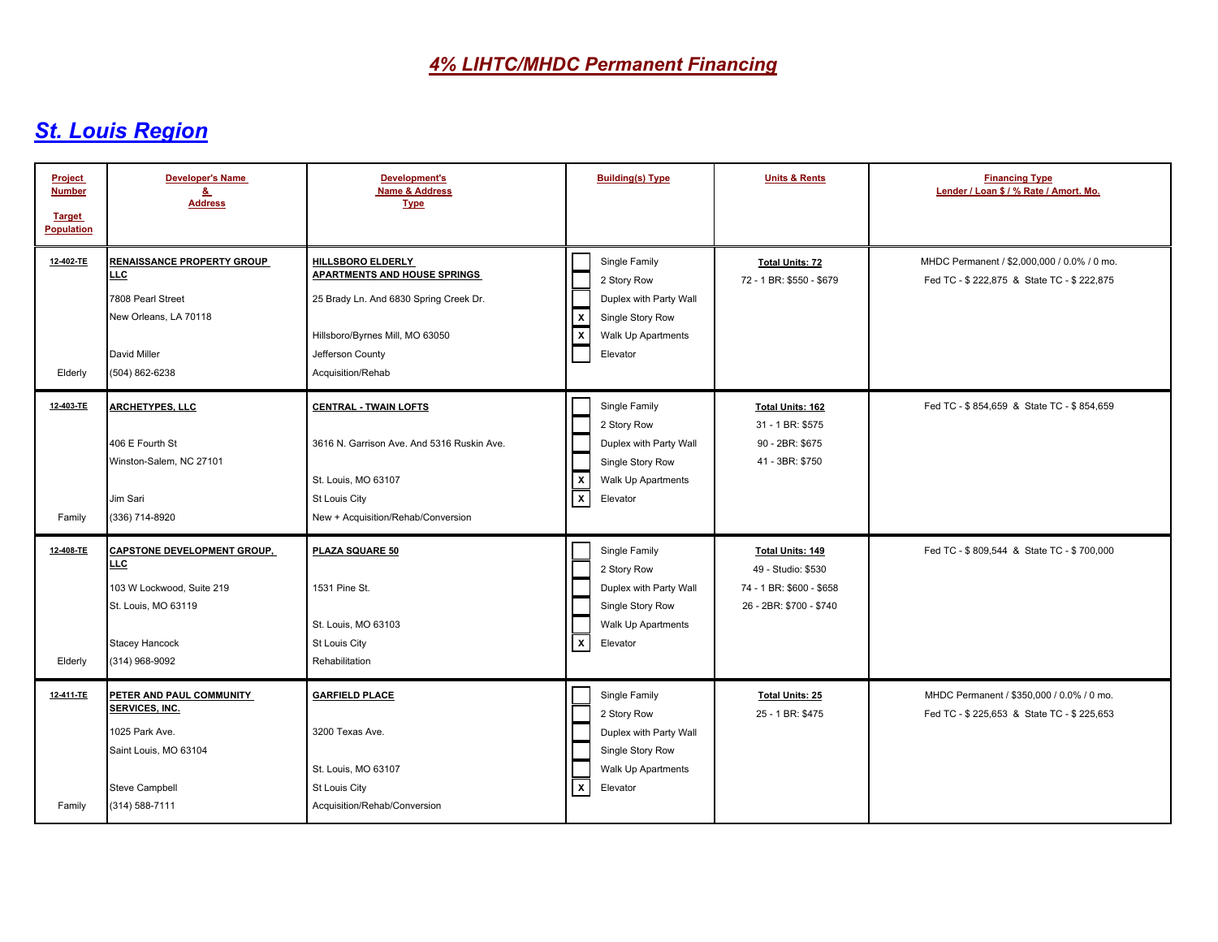# *4% LIHTC/MHDC Permanent Financing*

## *St. Louis Region*

| Project Number / Target Population | Developer's Name & Address | Development's Name & Address Type | Building(s) Type | Units & Rents | Financing Type Lender / Loan $ / % Rate / Amort. Mo. |
|---|---|---|---|---|---|
| **12-402-TE**<br><br>Elderly | **RENAISSANCE PROPERTY GROUP LLC**<br>7808 Pearl Street<br>New Orleans, LA 70118<br><br>David Miller<br>(504) 862-6238 | **HILLSBORO ELDERLY APARTMENTS AND HOUSE SPRINGS**<br>25 Brady Ln. And 6830 Spring Creek Dr.<br><br>Hillsboro/Byrnes Mill, MO 63050<br>Jefferson County<br>Acquisition/Rehab | [ ] Single Family<br>[ ] 2 Story Row<br>[ ] Duplex with Party Wall<br>[X] Single Story Row<br>[X] Walk Up Apartments<br>[ ] Elevator | **Total Units: 72**<br>72 - 1 BR: $550 - $679 | MHDC Permanent / $2,000,000 / 0.0% / 0 mo.<br>Fed TC - $ 222,875 & State TC - $ 222,875 |
| **12-403-TE**<br><br>Family | **ARCHETYPES, LLC**<br><br>406 E Fourth St<br>Winston-Salem, NC 27101<br><br>Jim Sari<br>(336) 714-8920 | **CENTRAL - TWAIN LOFTS**<br><br>3616 N. Garrison Ave. And 5316 Ruskin Ave.<br><br>St. Louis, MO 63107<br>St Louis City<br>New + Acquisition/Rehab/Conversion | [ ] Single Family<br>[ ] 2 Story Row<br>[ ] Duplex with Party Wall<br>[ ] Single Story Row<br>[X] Walk Up Apartments<br>[X] Elevator | **Total Units: 162**<br>31 - 1 BR: $575<br>90 - 2BR: $675<br>41 - 3BR: $750 | Fed TC - $ 854,659 & State TC - $ 854,659 |
| **12-408-TE**<br><br>Elderly | **CAPSTONE DEVELOPMENT GROUP, LLC**<br>103 W Lockwood, Suite 219<br>St. Louis, MO 63119<br><br>Stacey Hancock<br>(314) 968-9092 | **PLAZA SQUARE 50**<br><br>1531 Pine St.<br><br>St. Louis, MO 63103<br>St Louis City<br>Rehabilitation | [ ] Single Family<br>[ ] 2 Story Row<br>[ ] Duplex with Party Wall<br>[ ] Single Story Row<br>[ ] Walk Up Apartments<br>[X] Elevator | **Total Units: 149**<br>49 - Studio: $530<br>74 - 1 BR: $600 - $658<br>26 - 2BR: $700 - $740 | Fed TC - $ 809,544 & State TC - $ 700,000 |
| **12-411-TE**<br><br>Family | **PETER AND PAUL COMMUNITY SERVICES, INC.**<br>1025 Park Ave.<br>Saint Louis, MO 63104<br><br>Steve Campbell<br>(314) 588-7111 | **GARFIELD PLACE**<br><br>3200 Texas Ave.<br><br>St. Louis, MO 63107<br>St Louis City<br>Acquisition/Rehab/Conversion | [ ] Single Family<br>[ ] 2 Story Row<br>[ ] Duplex with Party Wall<br>[ ] Single Story Row<br>[ ] Walk Up Apartments<br>[X] Elevator | **Total Units: 25**<br>25 - 1 BR: $475 | MHDC Permanent / $350,000 / 0.0% / 0 mo.<br>Fed TC - $ 225,653 & State TC - $ 225,653 |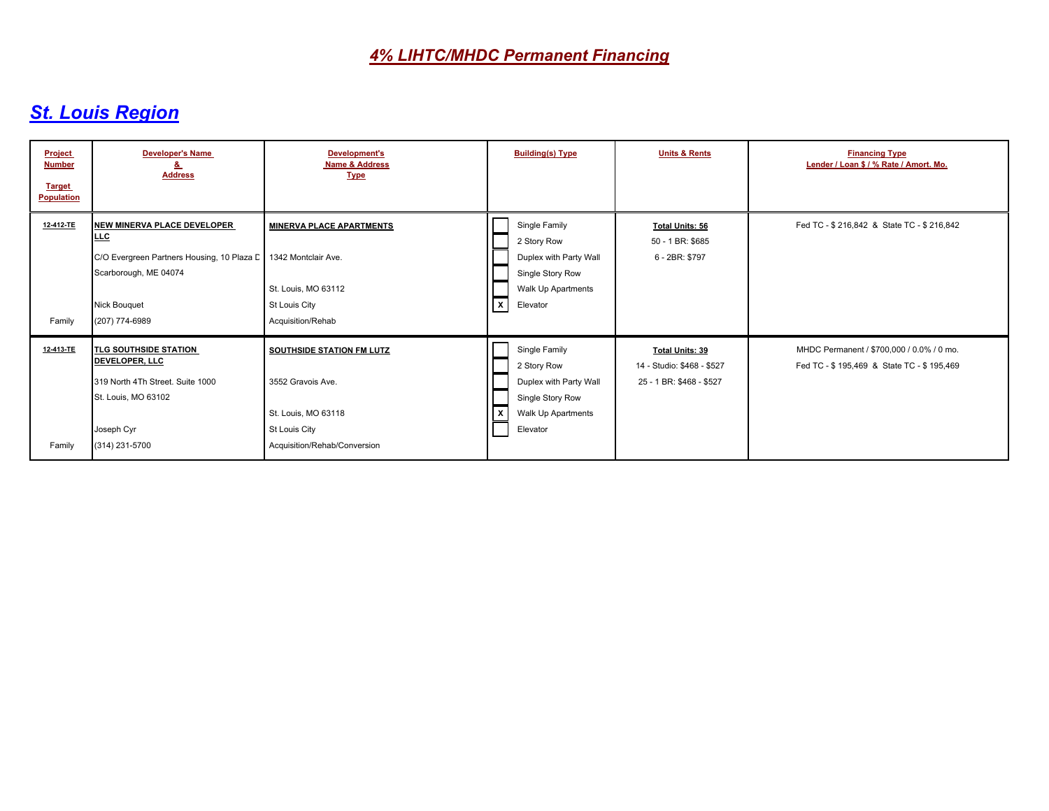## *4% LIHTC/MHDC Permanent Financing*

# *St. Louis Region*

| Project Number<br><br>Target Population | Developer's Name & Address | Development's Name & Address Type | Building(s) Type | Units & Rents | Financing Type Lender / Loan $ / % Rate / Amort. Mo. |
|---|---|---|---|---|---|
| **12-412-TE**<br><br>Family | **NEW MINERVA PLACE DEVELOPER LLC**<br>C/O Evergreen Partners Housing, 10 Plaza D<br>Scarborough, ME 04074<br><br>Nick Bouquet<br>(207) 774-6989 | **MINERVA PLACE APARTMENTS**<br>1342 Montclair Ave.<br><br>St. Louis, MO 63112<br>St Louis City<br>Acquisition/Rehab | [ ] Single Family<br>[ ] 2 Story Row<br>[ ] Duplex with Party Wall<br>[ ] Single Story Row<br>[ ] Walk Up Apartments<br>[X] Elevator | **Total Units: 56**<br>50 - 1 BR: $685<br>6 - 2BR: $797 | Fed TC - $ 216,842 & State TC - $ 216,842 |
| **12-413-TE**<br><br>Family | **TLG SOUTHSIDE STATION DEVELOPER, LLC**<br>319 North 4Th Street. Suite 1000<br>St. Louis, MO 63102<br><br>Joseph Cyr<br>(314) 231-5700 | **SOUTHSIDE STATION FM LUTZ**<br>3552 Gravois Ave.<br><br>St. Louis, MO 63118<br>St Louis City<br>Acquisition/Rehab/Conversion | [ ] Single Family<br>[ ] 2 Story Row<br>[ ] Duplex with Party Wall<br>[ ] Single Story Row<br>[X] Walk Up Apartments<br>[ ] Elevator | **Total Units: 39**<br>14 - Studio: $468 - $527<br>25 - 1 BR: $468 - $527 | MHDC Permanent / $700,000 / 0.0% / 0 mo.<br>Fed TC - $ 195,469 & State TC - $ 195,469 |